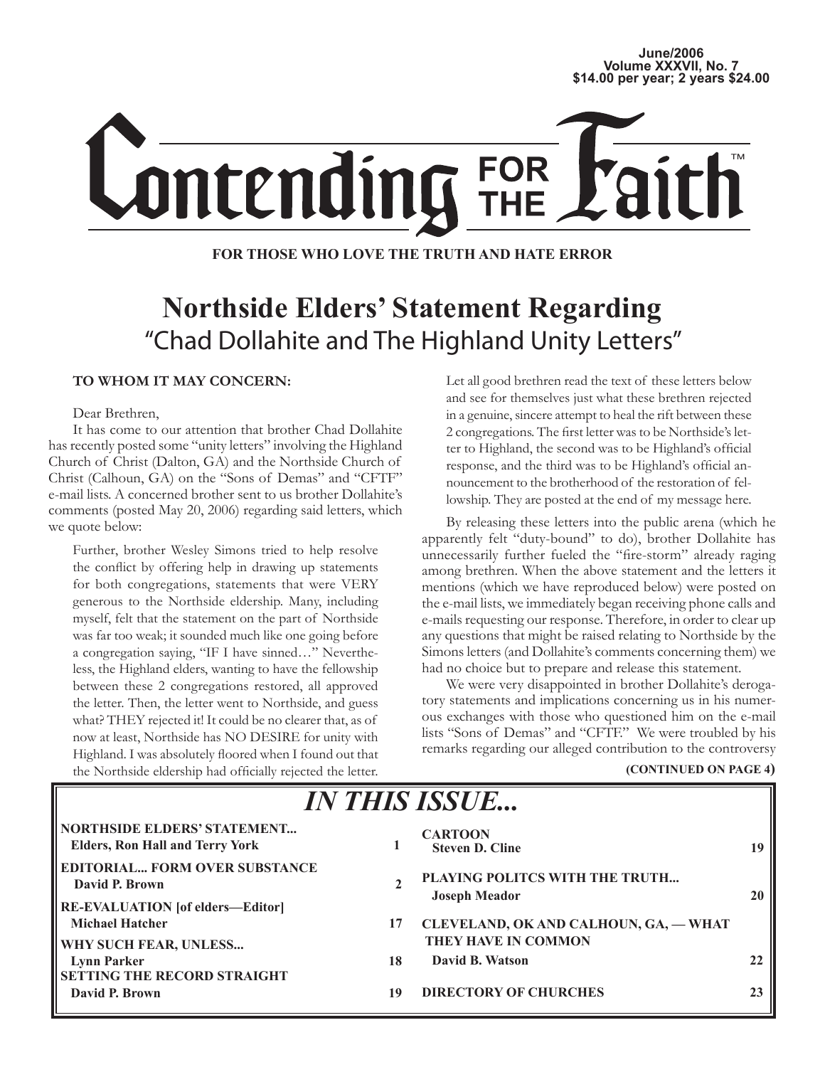June/2006
Volume XXXVII, No. 7
$14.00 per year; 2 years $24.00

# Contending FOR THE Faith™

**FOR THOSE WHO LOVE THE TRUTH AND HATE ERROR**

## Northside Elders' Statement Regarding
### "Chad Dollahite and The Highland Unity Letters"

**TO WHOM IT MAY CONCERN:**

Dear Brethren,

It has come to our attention that brother Chad Dollahite has recently posted some "unity letters" involving the Highland Church of Christ (Dalton, GA) and the Northside Church of Christ (Calhoun, GA) on the "Sons of Demas" and "CFTF" e-mail lists. A concerned brother sent to us brother Dollahite's comments (posted May 20, 2006) regarding said letters, which we quote below:

> Further, brother Wesley Simons tried to help resolve the conflict by offering help in drawing up statements for both congregations, statements that were VERY generous to the Northside eldership. Many, including myself, felt that the statement on the part of Northside was far too weak; it sounded much like one going before a congregation saying, "IF I have sinned…" Nevertheless, the Highland elders, wanting to have the fellowship between these 2 congregations restored, all approved the letter. Then, the letter went to Northside, and guess what? THEY rejected it! It could be no clearer that, as of now at least, Northside has NO DESIRE for unity with Highland. I was absolutely floored when I found out that the Northside eldership had officially rejected the letter.
>
> Let all good brethren read the text of these letters below and see for themselves just what these brethren rejected in a genuine, sincere attempt to heal the rift between these 2 congregations. The first letter was to be Northside's letter to Highland, the second was to be Highland's official response, and the third was to be Highland's official announcement to the brotherhood of the restoration of fellowship. They are posted at the end of my message here.

By releasing these letters into the public arena (which he apparently felt "duty-bound" to do), brother Dollahite has unnecessarily further fueled the "fire-storm" already raging among brethren. When the above statement and the letters it mentions (which we have reproduced below) were posted on the e-mail lists, we immediately began receiving phone calls and e-mails requesting our response. Therefore, in order to clear up any questions that might be raised relating to Northside by the Simons letters (and Dollahite's comments concerning them) we had no choice but to prepare and release this statement.

We were very disappointed in brother Dollahite's derogatory statements and implications concerning us in his numerous exchanges with those who questioned him on the e-mail lists "Sons of Demas" and "CFTF." We were troubled by his remarks regarding our alleged contribution to the controversy

**(CONTINUED ON PAGE 4)**

## *IN THIS ISSUE...*

| Article | Page |
|---|---|
| **NORTHSIDE ELDERS' STATEMENT...** **Elders, Ron Hall and Terry York** | **1** |
| **EDITORIAL... FORM OVER SUBSTANCE** **David P. Brown** | **2** |
| **RE-EVALUATION [of elders—Editor]** **Michael Hatcher** | **17** |
| **WHY SUCH FEAR, UNLESS...** **Lynn Parker** | **18** |
| **SETTING THE RECORD STRAIGHT** **David P. Brown** | **19** |
| **CARTOON** **Steven D. Cline** | **19** |
| **PLAYING POLITCS WITH THE TRUTH...** **Joseph Meador** | **20** |
| **CLEVELAND, OK AND CALHOUN, GA, — WHAT THEY HAVE IN COMMON** **David B. Watson** | **22** |
| **DIRECTORY OF CHURCHES** | **23** |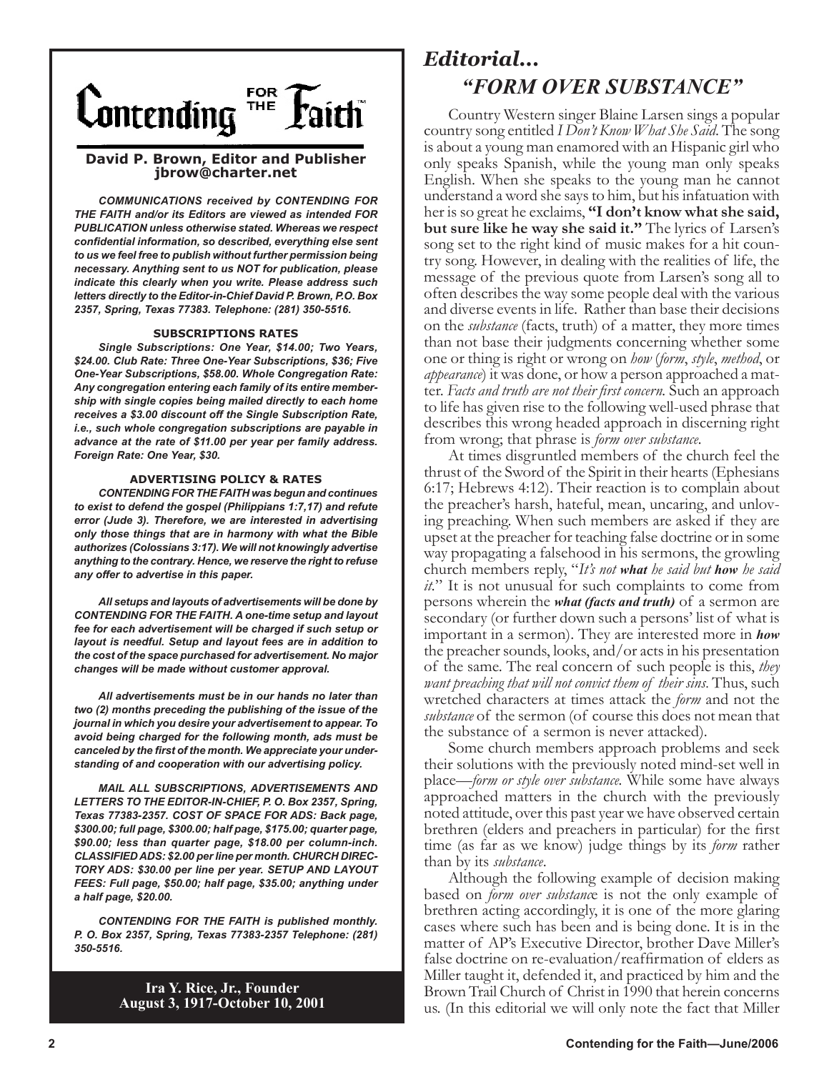# Contending FOR THE Faith™

**David P. Brown, Editor and Publisher**
**jbrow@charter.net**

***COMMUNICATIONS received by CONTENDING FOR THE FAITH and/or its Editors are viewed as intended FOR PUBLICATION unless otherwise stated. Whereas we respect confidential information, so described, everything else sent to us we feel free to publish without further permission being necessary. Anything sent to us NOT for publication, please indicate this clearly when you write. Please address such letters directly to the Editor-in-Chief David P. Brown, P.O. Box 2357, Spring, Texas 77383. Telephone: (281) 350-5516.***

**SUBSCRIPTIONS RATES**

***Single Subscriptions: One Year, $14.00; Two Years, $24.00. Club Rate: Three One-Year Subscriptions, $36; Five One-Year Subscriptions, $58.00. Whole Congregation Rate: Any congregation entering each family of its entire membership with single copies being mailed directly to each home receives a $3.00 discount off the Single Subscription Rate, i.e., such whole congregation subscriptions are payable in advance at the rate of $11.00 per year per family address. Foreign Rate: One Year, $30.***

**ADVERTISING POLICY & RATES**

***CONTENDING FOR THE FAITH was begun and continues to exist to defend the gospel (Philippians 1:7,17) and refute error (Jude 3). Therefore, we are interested in advertising only those things that are in harmony with what the Bible authorizes (Colossians 3:17). We will not knowingly advertise anything to the contrary. Hence, we reserve the right to refuse any offer to advertise in this paper.***

***All setups and layouts of advertisements will be done by CONTENDING FOR THE FAITH. A one-time setup and layout fee for each advertisement will be charged if such setup or layout is needful. Setup and layout fees are in addition to the cost of the space purchased for advertisement. No major changes will be made without customer approval.***

***All advertisements must be in our hands no later than two (2) months preceding the publishing of the issue of the journal in which you desire your advertisement to appear. To avoid being charged for the following month, ads must be canceled by the first of the month. We appreciate your understanding of and cooperation with our advertising policy.***

***MAIL ALL SUBSCRIPTIONS, ADVERTISEMENTS AND LETTERS TO THE EDITOR-IN-CHIEF, P. O. Box 2357, Spring, Texas 77383-2357. COST OF SPACE FOR ADS: Back page, $300.00; full page, $300.00; half page, $175.00; quarter page, $90.00; less than quarter page, $18.00 per column-inch. CLASSIFIED ADS: $2.00 per line per month. CHURCH DIRECTORY ADS: $30.00 per line per year. SETUP AND LAYOUT FEES: Full page, $50.00; half page, $35.00; anything under a half page, $20.00.***

***CONTENDING FOR THE FAITH is published monthly. P. O. Box 2357, Spring, Texas 77383-2357 Telephone: (281) 350-5516.***

**Ira Y. Rice, Jr., Founder**
**August 3, 1917-October 10, 2001**

## *Editorial...*
## *"FORM OVER SUBSTANCE"*

Country Western singer Blaine Larsen sings a popular country song entitled *I Don't Know What She Said*. The song is about a young man enamored with an Hispanic girl who only speaks Spanish, while the young man only speaks English. When she speaks to the young man he cannot understand a word she says to him, but his infatuation with her is so great he exclaims, **"I don't know what she said, but sure like he way she said it."** The lyrics of Larsen's song set to the right kind of music makes for a hit country song. However, in dealing with the realities of life, the message of the previous quote from Larsen's song all to often describes the way some people deal with the various and diverse events in life. Rather than base their decisions on the *substance* (facts, truth) of a matter, they more times than not base their judgments concerning whether some one or thing is right or wrong on *how* (*form*, *style*, *method*, or *appearance*) it was done, or how a person approached a matter. *Facts and truth are not their first concern.* Such an approach to life has given rise to the following well-used phrase that describes this wrong headed approach in discerning right from wrong; that phrase is *form over substance*.

At times disgruntled members of the church feel the thrust of the Sword of the Spirit in their hearts (Ephesians 6:17; Hebrews 4:12). Their reaction is to complain about the preacher's harsh, hateful, mean, uncaring, and unloving preaching. When such members are asked if they are upset at the preacher for teaching false doctrine or in some way propagating a falsehood in his sermons, the growling church members reply, "*It's not **what** he said but **how** he said it.*" It is not unusual for such complaints to come from persons wherein the ***what (facts and truth)*** of a sermon are secondary (or further down such a persons' list of what is important in a sermon). They are interested more in ***how*** the preacher sounds, looks, and/or acts in his presentation of the same. The real concern of such people is this, *they want preaching that will not convict them of their sins*. Thus, such wretched characters at times attack the *form* and not the *substance* of the sermon (of course this does not mean that the substance of a sermon is never attacked).

Some church members approach problems and seek their solutions with the previously noted mind-set well in place—*form or style over substance.* While some have always approached matters in the church with the previously noted attitude, over this past year we have observed certain brethren (elders and preachers in particular) for the first time (as far as we know) judge things by its *form* rather than by its *substance*.

Although the following example of decision making based on *form over substance* is not the only example of brethren acting accordingly, it is one of the more glaring cases where such has been and is being done. It is in the matter of AP's Executive Director, brother Dave Miller's false doctrine on re-evaluation/reaffirmation of elders as Miller taught it, defended it, and practiced by him and the Brown Trail Church of Christ in 1990 that herein concerns us. (In this editorial we will only note the fact that Miller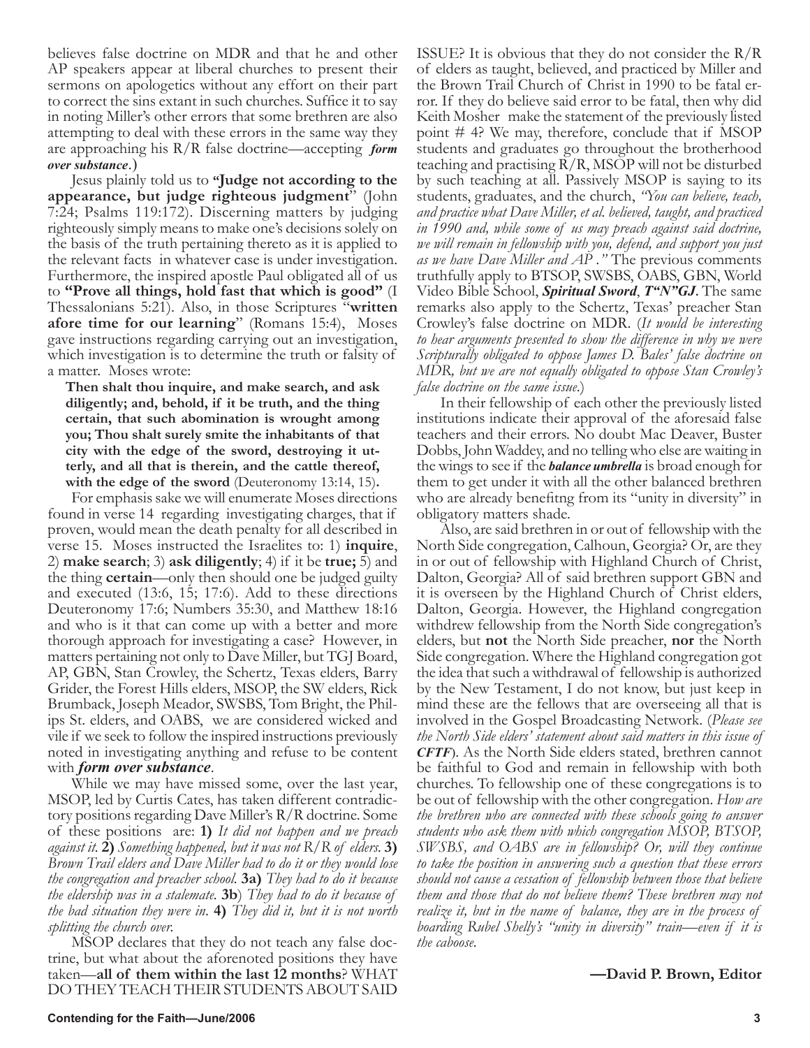believes false doctrine on MDR and that he and other AP speakers appear at liberal churches to present their sermons on apologetics without any effort on their part to correct the sins extant in such churches. Suffice it to say in noting Miller's other errors that some brethren are also attempting to deal with these errors in the same way they are approaching his R/R false doctrine—accepting ***form over substance***.)

Jesus plainly told us to **"Judge not according to the appearance, but judge righteous judgment"** (John 7:24; Psalms 119:172). Discerning matters by judging righteously simply means to make one's decisions solely on the basis of the truth pertaining thereto as it is applied to the relevant facts in whatever case is under investigation. Furthermore, the inspired apostle Paul obligated all of us to **"Prove all things, hold fast that which is good"** (I Thessalonians 5:21). Also, in those Scriptures "**written afore time for our learning**" (Romans 15:4), Moses gave instructions regarding carrying out an investigation, which investigation is to determine the truth or falsity of a matter. Moses wrote:

> **Then shalt thou inquire, and make search, and ask diligently; and, behold, if it be truth, and the thing certain, that such abomination is wrought among you; Thou shalt surely smite the inhabitants of that city with the edge of the sword, destroying it utterly, and all that is therein, and the cattle thereof, with the edge of the sword** (Deuteronomy 13:14, 15).

For emphasis sake we will enumerate Moses directions found in verse 14 regarding investigating charges, that if proven, would mean the death penalty for all described in verse 15. Moses instructed the Israelites to: 1) **inquire**, 2) **make search**; 3) **ask diligently**; 4) if it be **true;** 5) and the thing **certain**—only then should one be judged guilty and executed (13:6, 15; 17:6). Add to these directions Deuteronomy 17:6; Numbers 35:30, and Matthew 18:16 and who is it that can come up with a better and more thorough approach for investigating a case? However, in matters pertaining not only to Dave Miller, but TGJ Board, AP, GBN, Stan Crowley, the Schertz, Texas elders, Barry Grider, the Forest Hills elders, MSOP, the SW elders, Rick Brumback, Joseph Meador, SWSBS, Tom Bright, the Philips St. elders, and OABS, we are considered wicked and vile if we seek to follow the inspired instructions previously noted in investigating anything and refuse to be content with ***form over substance***.

While we may have missed some, over the last year, MSOP, led by Curtis Cates, has taken different contradictory positions regarding Dave Miller's R/R doctrine. Some of these positions are: **1)** *It did not happen and we preach against it.* **2)** *Something happened, but it was not R/R of elders.* **3)** *Brown Trail elders and Dave Miller had to do it or they would lose the congregation and preacher school.* **3a)** *They had to do it because the eldership was in a stalemate.* **3b**) *They had to do it because of the bad situation they were in.* **4)** *They did it, but it is not worth splitting the church over.*

MSOP declares that they do not teach any false doctrine, but what about the aforenoted positions they have taken—**all of them within the last 12 months**? WHAT DO THEY TEACH THEIR STUDENTS ABOUT SAID ISSUE? It is obvious that they do not consider the R/R of elders as taught, believed, and practiced by Miller and the Brown Trail Church of Christ in 1990 to be fatal error. If they do believe said error to be fatal, then why did Keith Mosher make the statement of the previously listed point # 4? We may, therefore, conclude that if MSOP students and graduates go throughout the brotherhood teaching and practising R/R, MSOP will not be disturbed by such teaching at all. Passively MSOP is saying to its students, graduates, and the church, *"You can believe, teach, and practice what Dave Miller, et al. believed, taught, and practiced in 1990 and, while some of us may preach against said doctrine, we will remain in fellowship with you, defend, and support you just as we have Dave Miller and AP ."* The previous comments truthfully apply to BTSOP, SWSBS, OABS, GBN, World Video Bible School, ***Spiritual Sword***, ***T"N"GJ***. The same remarks also apply to the Schertz, Texas' preacher Stan Crowley's false doctrine on MDR. (*It would be interesting to hear arguments presented to show the difference in why we were Scripturally obligated to oppose James D. Bales' false doctrine on MDR, but we are not equally obligated to oppose Stan Crowley's false doctrine on the same issue.*)

In their fellowship of each other the previously listed institutions indicate their approval of the aforesaid false teachers and their errors. No doubt Mac Deaver, Buster Dobbs, John Waddey, and no telling who else are waiting in the wings to see if the ***balance umbrella*** is broad enough for them to get under it with all the other balanced brethren who are already benefitng from its "unity in diversity" in obligatory matters shade.

Also, are said brethren in or out of fellowship with the North Side congregation, Calhoun, Georgia? Or, are they in or out of fellowship with Highland Church of Christ, Dalton, Georgia? All of said brethren support GBN and it is overseen by the Highland Church of Christ elders, Dalton, Georgia. However, the Highland congregation withdrew fellowship from the North Side congregation's elders, but **not** the North Side preacher, **nor** the North Side congregation. Where the Highland congregation got the idea that such a withdrawal of fellowship is authorized by the New Testament, I do not know, but just keep in mind these are the fellows that are overseeing all that is involved in the Gospel Broadcasting Network. (*Please see the North Side elders' statement about said matters in this issue of* ***CFTF***). As the North Side elders stated, brethren cannot be faithful to God and remain in fellowship with both churches. To fellowship one of these congregations is to be out of fellowship with the other congregation. *How are the brethren who are connected with these schools going to answer students who ask them with which congregation MSOP, BTSOP, SWSBS, and OABS are in fellowship? Or, will they continue to take the position in answering such a question that these errors should not cause a cessation of fellowship between those that believe them and those that do not believe them? These brethren may not realize it, but in the name of balance, they are in the process of boarding Rubel Shelly's "unity in diversity" train—even if it is the caboose.*

**—David P. Brown, Editor**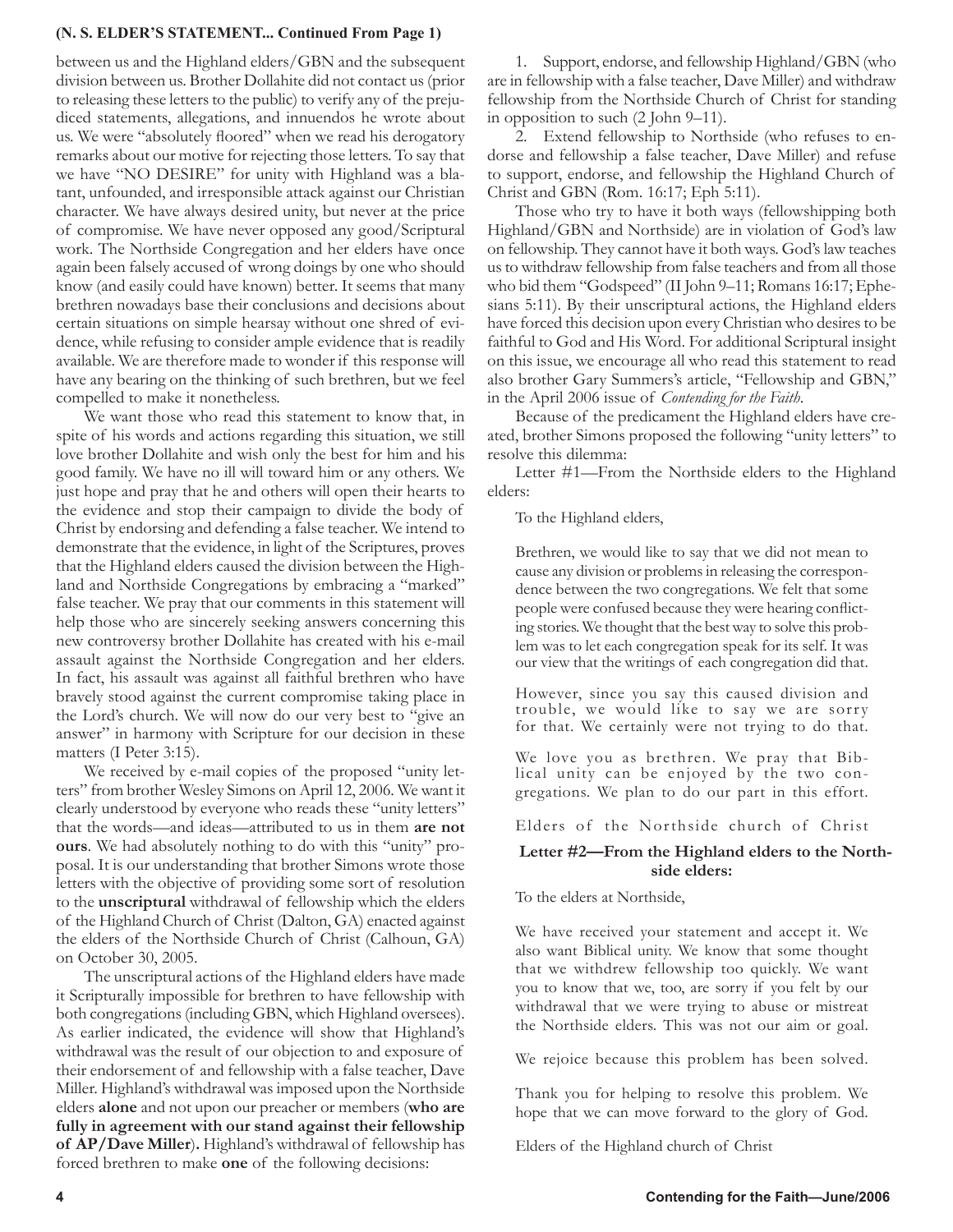**(N. S. ELDER'S STATEMENT... Continued From Page 1)**

between us and the Highland elders/GBN and the subsequent division between us. Brother Dollahite did not contact us (prior to releasing these letters to the public) to verify any of the prejudiced statements, allegations, and innuendos he wrote about us. We were "absolutely floored" when we read his derogatory remarks about our motive for rejecting those letters. To say that we have "NO DESIRE" for unity with Highland was a blatant, unfounded, and irresponsible attack against our Christian character. We have always desired unity, but never at the price of compromise. We have never opposed any good/Scriptural work. The Northside Congregation and her elders have once again been falsely accused of wrong doings by one who should know (and easily could have known) better. It seems that many brethren nowadays base their conclusions and decisions about certain situations on simple hearsay without one shred of evidence, while refusing to consider ample evidence that is readily available. We are therefore made to wonder if this response will have any bearing on the thinking of such brethren, but we feel compelled to make it nonetheless.

We want those who read this statement to know that, in spite of his words and actions regarding this situation, we still love brother Dollahite and wish only the best for him and his good family. We have no ill will toward him or any others. We just hope and pray that he and others will open their hearts to the evidence and stop their campaign to divide the body of Christ by endorsing and defending a false teacher. We intend to demonstrate that the evidence, in light of the Scriptures, proves that the Highland elders caused the division between the Highland and Northside Congregations by embracing a "marked" false teacher. We pray that our comments in this statement will help those who are sincerely seeking answers concerning this new controversy brother Dollahite has created with his e-mail assault against the Northside Congregation and her elders. In fact, his assault was against all faithful brethren who have bravely stood against the current compromise taking place in the Lord's church. We will now do our very best to "give an answer" in harmony with Scripture for our decision in these matters (I Peter 3:15).

We received by e-mail copies of the proposed "unity letters" from brother Wesley Simons on April 12, 2006. We want it clearly understood by everyone who reads these "unity letters" that the words—and ideas—attributed to us in them **are not ours**. We had absolutely nothing to do with this "unity" proposal. It is our understanding that brother Simons wrote those letters with the objective of providing some sort of resolution to the **unscriptural** withdrawal of fellowship which the elders of the Highland Church of Christ (Dalton, GA) enacted against the elders of the Northside Church of Christ (Calhoun, GA) on October 30, 2005.

The unscriptural actions of the Highland elders have made it Scripturally impossible for brethren to have fellowship with both congregations (including GBN, which Highland oversees). As earlier indicated, the evidence will show that Highland's withdrawal was the result of our objection to and exposure of their endorsement of and fellowship with a false teacher, Dave Miller. Highland's withdrawal was imposed upon the Northside elders **alone** and not upon our preacher or members (**who are fully in agreement with our stand against their fellowship of AP/Dave Miller**)**.** Highland's withdrawal of fellowship has forced brethren to make **one** of the following decisions:

1. Support, endorse, and fellowship Highland/GBN (who are in fellowship with a false teacher, Dave Miller) and withdraw fellowship from the Northside Church of Christ for standing in opposition to such (2 John 9–11).
2. Extend fellowship to Northside (who refuses to endorse and fellowship a false teacher, Dave Miller) and refuse to support, endorse, and fellowship the Highland Church of Christ and GBN (Rom. 16:17; Eph 5:11).

Those who try to have it both ways (fellowshipping both Highland/GBN and Northside) are in violation of God's law on fellowship. They cannot have it both ways. God's law teaches us to withdraw fellowship from false teachers and from all those who bid them "Godspeed" (II John 9–11; Romans 16:17; Ephesians 5:11). By their unscriptural actions, the Highland elders have forced this decision upon every Christian who desires to be faithful to God and His Word. For additional Scriptural insight on this issue, we encourage all who read this statement to read also brother Gary Summers's article, "Fellowship and GBN," in the April 2006 issue of *Contending for the Faith*.

Because of the predicament the Highland elders have created, brother Simons proposed the following "unity letters" to resolve this dilemma:

Letter #1—From the Northside elders to the Highland elders:

> To the Highland elders,
>
> Brethren, we would like to say that we did not mean to cause any division or problems in releasing the correspondence between the two congregations. We felt that some people were confused because they were hearing conflicting stories. We thought that the best way to solve this problem was to let each congregation speak for its self. It was our view that the writings of each congregation did that.
>
> However, since you say this caused division and trouble, we would like to say we are sorry for that. We certainly were not trying to do that.
>
> We love you as brethren. We pray that Biblical unity can be enjoyed by the two congregations. We plan to do our part in this effort.
>
> Elders of the Northside church of Christ

**Letter #2—From the Highland elders to the Northside elders:**

> To the elders at Northside,
>
> We have received your statement and accept it. We also want Biblical unity. We know that some thought that we withdrew fellowship too quickly. We want you to know that we, too, are sorry if you felt by our withdrawal that we were trying to abuse or mistreat the Northside elders. This was not our aim or goal.
>
> We rejoice because this problem has been solved.
>
> Thank you for helping to resolve this problem. We hope that we can move forward to the glory of God.
>
> Elders of the Highland church of Christ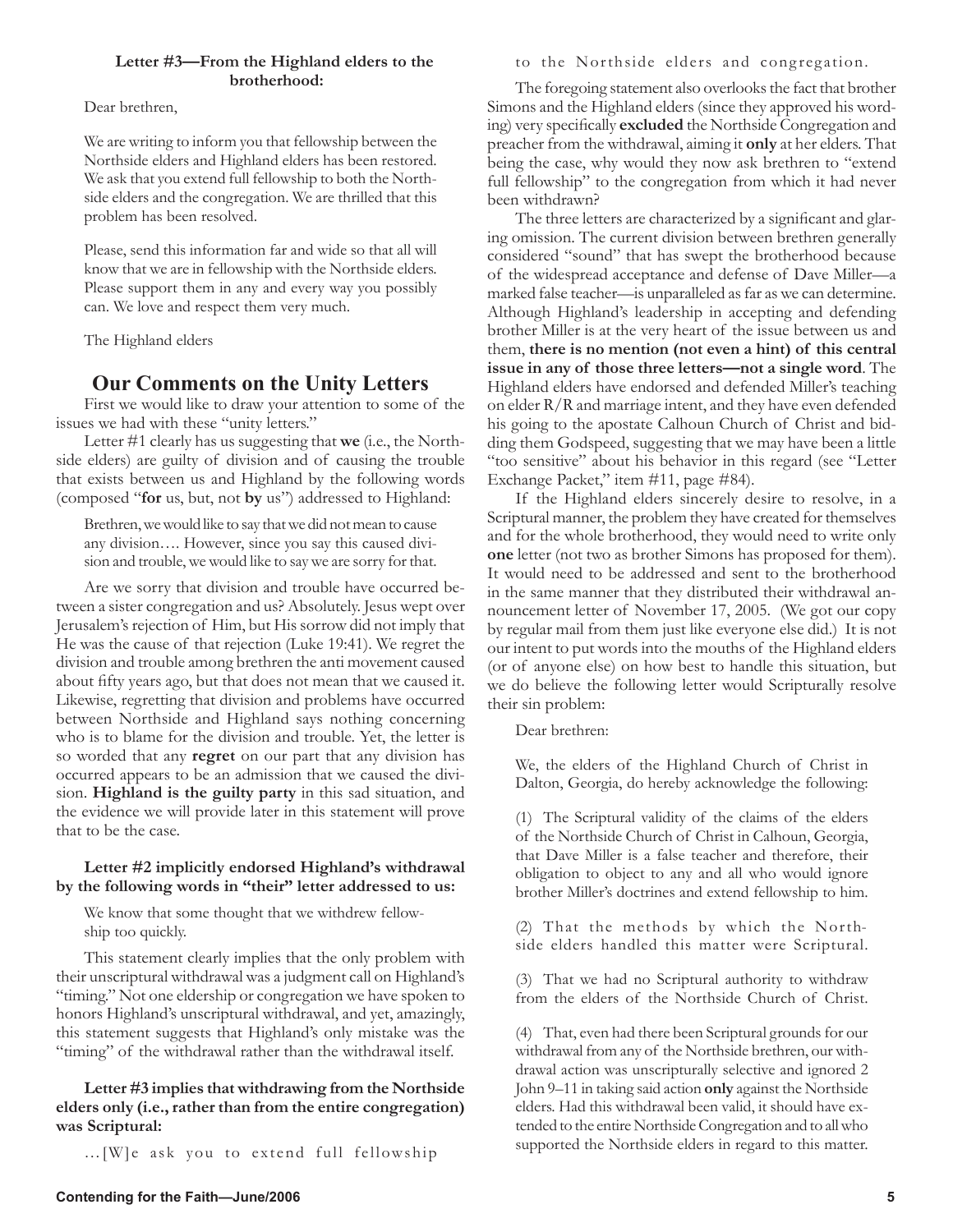**Letter #3—From the Highland elders to the brotherhood:**

Dear brethren,

We are writing to inform you that fellowship between the Northside elders and Highland elders has been restored. We ask that you extend full fellowship to both the Northside elders and the congregation. We are thrilled that this problem has been resolved.

Please, send this information far and wide so that all will know that we are in fellowship with the Northside elders. Please support them in any and every way you possibly can. We love and respect them very much.

The Highland elders

## Our Comments on the Unity Letters

First we would like to draw your attention to some of the issues we had with these "unity letters."

Letter #1 clearly has us suggesting that **we** (i.e., the Northside elders) are guilty of division and of causing the trouble that exists between us and Highland by the following words (composed "**for** us, but, not **by** us") addressed to Highland:

> Brethren, we would like to say that we did not mean to cause any division…. However, since you say this caused division and trouble, we would like to say we are sorry for that.

Are we sorry that division and trouble have occurred between a sister congregation and us? Absolutely. Jesus wept over Jerusalem's rejection of Him, but His sorrow did not imply that He was the cause of that rejection (Luke 19:41). We regret the division and trouble among brethren the anti movement caused about fifty years ago, but that does not mean that we caused it. Likewise, regretting that division and problems have occurred between Northside and Highland says nothing concerning who is to blame for the division and trouble. Yet, the letter is so worded that any **regret** on our part that any division has occurred appears to be an admission that we caused the division. **Highland is the guilty party** in this sad situation, and the evidence we will provide later in this statement will prove that to be the case.

**Letter #2 implicitly endorsed Highland's withdrawal by the following words in "their" letter addressed to us:**

> We know that some thought that we withdrew fellowship too quickly.

This statement clearly implies that the only problem with their unscriptural withdrawal was a judgment call on Highland's "timing." Not one eldership or congregation we have spoken to honors Highland's unscriptural withdrawal, and yet, amazingly, this statement suggests that Highland's only mistake was the "timing" of the withdrawal rather than the withdrawal itself.

**Letter #3 implies that withdrawing from the Northside elders only (i.e., rather than from the entire congregation) was Scriptural:**

> …[W]e ask you to extend full fellowship to the Northside elders and congregation.

The foregoing statement also overlooks the fact that brother Simons and the Highland elders (since they approved his wording) very specifically **excluded** the Northside Congregation and preacher from the withdrawal, aiming it **only** at her elders. That being the case, why would they now ask brethren to "extend full fellowship" to the congregation from which it had never been withdrawn?

The three letters are characterized by a significant and glaring omission. The current division between brethren generally considered "sound" that has swept the brotherhood because of the widespread acceptance and defense of Dave Miller—a marked false teacher—is unparalleled as far as we can determine. Although Highland's leadership in accepting and defending brother Miller is at the very heart of the issue between us and them, **there is no mention (not even a hint) of this central issue in any of those three letters—not a single word**. The Highland elders have endorsed and defended Miller's teaching on elder R/R and marriage intent, and they have even defended his going to the apostate Calhoun Church of Christ and bidding them Godspeed, suggesting that we may have been a little "too sensitive" about his behavior in this regard (see "Letter Exchange Packet," item #11, page #84).

If the Highland elders sincerely desire to resolve, in a Scriptural manner, the problem they have created for themselves and for the whole brotherhood, they would need to write only **one** letter (not two as brother Simons has proposed for them). It would need to be addressed and sent to the brotherhood in the same manner that they distributed their withdrawal announcement letter of November 17, 2005. (We got our copy by regular mail from them just like everyone else did.) It is not our intent to put words into the mouths of the Highland elders (or of anyone else) on how best to handle this situation, but we do believe the following letter would Scripturally resolve their sin problem:

> Dear brethren:
>
> We, the elders of the Highland Church of Christ in Dalton, Georgia, do hereby acknowledge the following:
>
> (1) The Scriptural validity of the claims of the elders of the Northside Church of Christ in Calhoun, Georgia, that Dave Miller is a false teacher and therefore, their obligation to object to any and all who would ignore brother Miller's doctrines and extend fellowship to him.
>
> (2) That the methods by which the Northside elders handled this matter were Scriptural.
>
> (3) That we had no Scriptural authority to withdraw from the elders of the Northside Church of Christ.
>
> (4) That, even had there been Scriptural grounds for our withdrawal from any of the Northside brethren, our withdrawal action was unscripturally selective and ignored 2 John 9–11 in taking said action **only** against the Northside elders. Had this withdrawal been valid, it should have extended to the entire Northside Congregation and to all who supported the Northside elders in regard to this matter.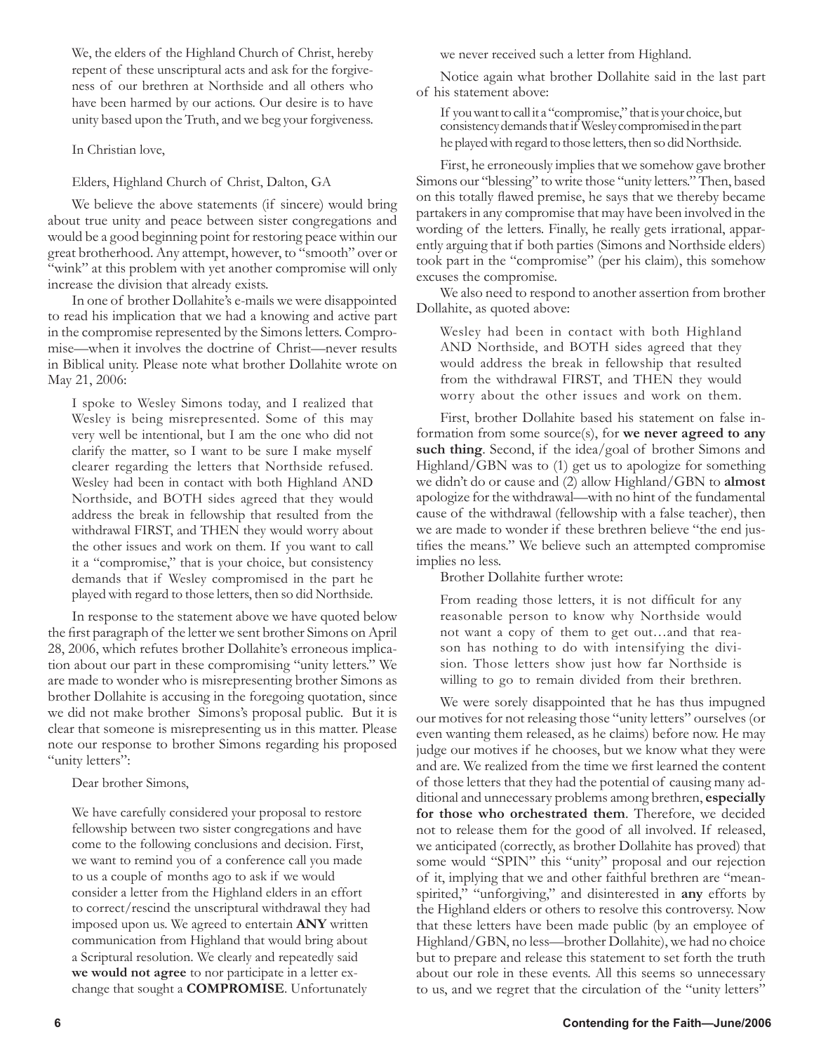> We, the elders of the Highland Church of Christ, hereby repent of these unscriptural acts and ask for the forgiveness of our brethren at Northside and all others who have been harmed by our actions. Our desire is to have unity based upon the Truth, and we beg your forgiveness.
>
> In Christian love,
>
> Elders, Highland Church of Christ, Dalton, GA

We believe the above statements (if sincere) would bring about true unity and peace between sister congregations and would be a good beginning point for restoring peace within our great brotherhood. Any attempt, however, to "smooth" over or "wink" at this problem with yet another compromise will only increase the division that already exists.

In one of brother Dollahite's e-mails we were disappointed to read his implication that we had a knowing and active part in the compromise represented by the Simons letters. Compromise—when it involves the doctrine of Christ—never results in Biblical unity. Please note what brother Dollahite wrote on May 21, 2006:

> I spoke to Wesley Simons today, and I realized that Wesley is being misrepresented. Some of this may very well be intentional, but I am the one who did not clarify the matter, so I want to be sure I make myself clearer regarding the letters that Northside refused. Wesley had been in contact with both Highland AND Northside, and BOTH sides agreed that they would address the break in fellowship that resulted from the withdrawal FIRST, and THEN they would worry about the other issues and work on them. If you want to call it a "compromise," that is your choice, but consistency demands that if Wesley compromised in the part he played with regard to those letters, then so did Northside.

In response to the statement above we have quoted below the first paragraph of the letter we sent brother Simons on April 28, 2006, which refutes brother Dollahite's erroneous implication about our part in these compromising "unity letters." We are made to wonder who is misrepresenting brother Simons as brother Dollahite is accusing in the foregoing quotation, since we did not make brother Simons's proposal public. But it is clear that someone is misrepresenting us in this matter. Please note our response to brother Simons regarding his proposed "unity letters":

> Dear brother Simons,
>
> We have carefully considered your proposal to restore fellowship between two sister congregations and have come to the following conclusions and decision. First, we want to remind you of a conference call you made to us a couple of months ago to ask if we would consider a letter from the Highland elders in an effort to correct/rescind the unscriptural withdrawal they had imposed upon us. We agreed to entertain **ANY** written communication from Highland that would bring about a Scriptural resolution. We clearly and repeatedly said **we would not agree** to nor participate in a letter exchange that sought a **COMPROMISE**. Unfortunately we never received such a letter from Highland.

Notice again what brother Dollahite said in the last part of his statement above:

> If you want to call it a "compromise," that is your choice, but consistency demands that if Wesley compromised in the part he played with regard to those letters, then so did Northside.

First, he erroneously implies that we somehow gave brother Simons our "blessing" to write those "unity letters." Then, based on this totally flawed premise, he says that we thereby became partakers in any compromise that may have been involved in the wording of the letters. Finally, he really gets irrational, apparently arguing that if both parties (Simons and Northside elders) took part in the "compromise" (per his claim), this somehow excuses the compromise.

We also need to respond to another assertion from brother Dollahite, as quoted above:

> Wesley had been in contact with both Highland AND Northside, and BOTH sides agreed that they would address the break in fellowship that resulted from the withdrawal FIRST, and THEN they would worry about the other issues and work on them.

First, brother Dollahite based his statement on false information from some source(s), for **we never agreed to any such thing**. Second, if the idea/goal of brother Simons and Highland/GBN was to (1) get us to apologize for something we didn't do or cause and (2) allow Highland/GBN to **almost** apologize for the withdrawal—with no hint of the fundamental cause of the withdrawal (fellowship with a false teacher), then we are made to wonder if these brethren believe "the end justifies the means." We believe such an attempted compromise implies no less.

Brother Dollahite further wrote:

> From reading those letters, it is not difficult for any reasonable person to know why Northside would not want a copy of them to get out…and that reason has nothing to do with intensifying the division. Those letters show just how far Northside is willing to go to remain divided from their brethren.

We were sorely disappointed that he has thus impugned our motives for not releasing those "unity letters" ourselves (or even wanting them released, as he claims) before now. He may judge our motives if he chooses, but we know what they were and are. We realized from the time we first learned the content of those letters that they had the potential of causing many additional and unnecessary problems among brethren, **especially for those who orchestrated them**. Therefore, we decided not to release them for the good of all involved. If released, we anticipated (correctly, as brother Dollahite has proved) that some would "SPIN" this "unity" proposal and our rejection of it, implying that we and other faithful brethren are "mean-spirited," "unforgiving," and disinterested in **any** efforts by the Highland elders or others to resolve this controversy. Now that these letters have been made public (by an employee of Highland/GBN, no less—brother Dollahite), we had no choice but to prepare and release this statement to set forth the truth about our role in these events. All this seems so unnecessary to us, and we regret that the circulation of the "unity letters"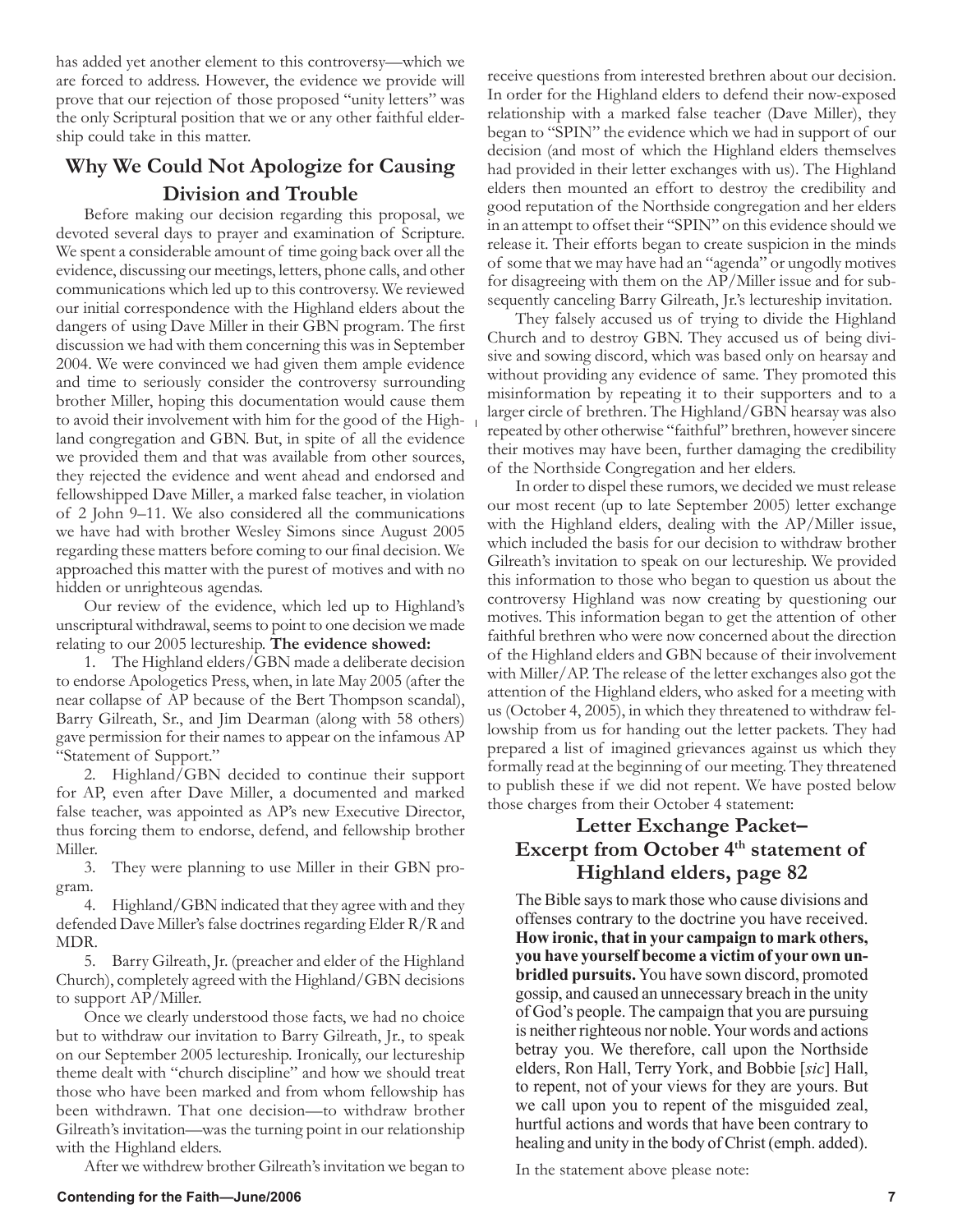has added yet another element to this controversy—which we are forced to address. However, the evidence we provide will prove that our rejection of those proposed "unity letters" was the only Scriptural position that we or any other faithful eldership could take in this matter.

## Why We Could Not Apologize for Causing Division and Trouble

Before making our decision regarding this proposal, we devoted several days to prayer and examination of Scripture. We spent a considerable amount of time going back over all the evidence, discussing our meetings, letters, phone calls, and other communications which led up to this controversy. We reviewed our initial correspondence with the Highland elders about the dangers of using Dave Miller in their GBN program. The first discussion we had with them concerning this was in September 2004. We were convinced we had given them ample evidence and time to seriously consider the controversy surrounding brother Miller, hoping this documentation would cause them to avoid their involvement with him for the good of the Highland congregation and GBN. But, in spite of all the evidence we provided them and that was available from other sources, they rejected the evidence and went ahead and endorsed and fellowshipped Dave Miller, a marked false teacher, in violation of 2 John 9–11. We also considered all the communications we have had with brother Wesley Simons since August 2005 regarding these matters before coming to our final decision. We approached this matter with the purest of motives and with no hidden or unrighteous agendas.

Our review of the evidence, which led up to Highland's unscriptural withdrawal, seems to point to one decision we made relating to our 2005 lectureship. **The evidence showed:**

1. The Highland elders/GBN made a deliberate decision to endorse Apologetics Press, when, in late May 2005 (after the near collapse of AP because of the Bert Thompson scandal), Barry Gilreath, Sr., and Jim Dearman (along with 58 others) gave permission for their names to appear on the infamous AP "Statement of Support."

2. Highland/GBN decided to continue their support for AP, even after Dave Miller, a documented and marked false teacher, was appointed as AP's new Executive Director, thus forcing them to endorse, defend, and fellowship brother Miller.

3. They were planning to use Miller in their GBN program.

4. Highland/GBN indicated that they agree with and they defended Dave Miller's false doctrines regarding Elder R/R and MDR.

5. Barry Gilreath, Jr. (preacher and elder of the Highland Church), completely agreed with the Highland/GBN decisions to support AP/Miller.

Once we clearly understood those facts, we had no choice but to withdraw our invitation to Barry Gilreath, Jr., to speak on our September 2005 lectureship. Ironically, our lectureship theme dealt with "church discipline" and how we should treat those who have been marked and from whom fellowship has been withdrawn. That one decision—to withdraw brother Gilreath's invitation—was the turning point in our relationship with the Highland elders.

After we withdrew brother Gilreath's invitation we began to receive questions from interested brethren about our decision. In order for the Highland elders to defend their now-exposed relationship with a marked false teacher (Dave Miller), they began to "SPIN" the evidence which we had in support of our decision (and most of which the Highland elders themselves had provided in their letter exchanges with us). The Highland elders then mounted an effort to destroy the credibility and good reputation of the Northside congregation and her elders in an attempt to offset their "SPIN" on this evidence should we release it. Their efforts began to create suspicion in the minds of some that we may have had an "agenda" or ungodly motives for disagreeing with them on the AP/Miller issue and for subsequently canceling Barry Gilreath, Jr.'s lectureship invitation.

They falsely accused us of trying to divide the Highland Church and to destroy GBN. They accused us of being divisive and sowing discord, which was based only on hearsay and without providing any evidence of same. They promoted this misinformation by repeating it to their supporters and to a larger circle of brethren. The Highland/GBN hearsay was also repeated by other otherwise "faithful" brethren, however sincere their motives may have been, further damaging the credibility of the Northside Congregation and her elders.

In order to dispel these rumors, we decided we must release our most recent (up to late September 2005) letter exchange with the Highland elders, dealing with the AP/Miller issue, which included the basis for our decision to withdraw brother Gilreath's invitation to speak on our lectureship. We provided this information to those who began to question us about the controversy Highland was now creating by questioning our motives. This information began to get the attention of other faithful brethren who were now concerned about the direction of the Highland elders and GBN because of their involvement with Miller/AP. The release of the letter exchanges also got the attention of the Highland elders, who asked for a meeting with us (October 4, 2005), in which they threatened to withdraw fellowship from us for handing out the letter packets. They had prepared a list of imagined grievances against us which they formally read at the beginning of our meeting. They threatened to publish these if we did not repent. We have posted below those charges from their October 4 statement:

### Letter Exchange Packet– Excerpt from October 4th statement of Highland elders, page 82

The Bible says to mark those who cause divisions and offenses contrary to the doctrine you have received. **How ironic, that in your campaign to mark others, you have yourself become a victim of your own unbridled pursuits.** You have sown discord, promoted gossip, and caused an unnecessary breach in the unity of God's people. The campaign that you are pursuing is neither righteous nor noble. Your words and actions betray you. We therefore, call upon the Northside elders, Ron Hall, Terry York, and Bobbie [*sic*] Hall, to repent, not of your views for they are yours. But we call upon you to repent of the misguided zeal, hurtful actions and words that have been contrary to healing and unity in the body of Christ (emph. added).

In the statement above please note: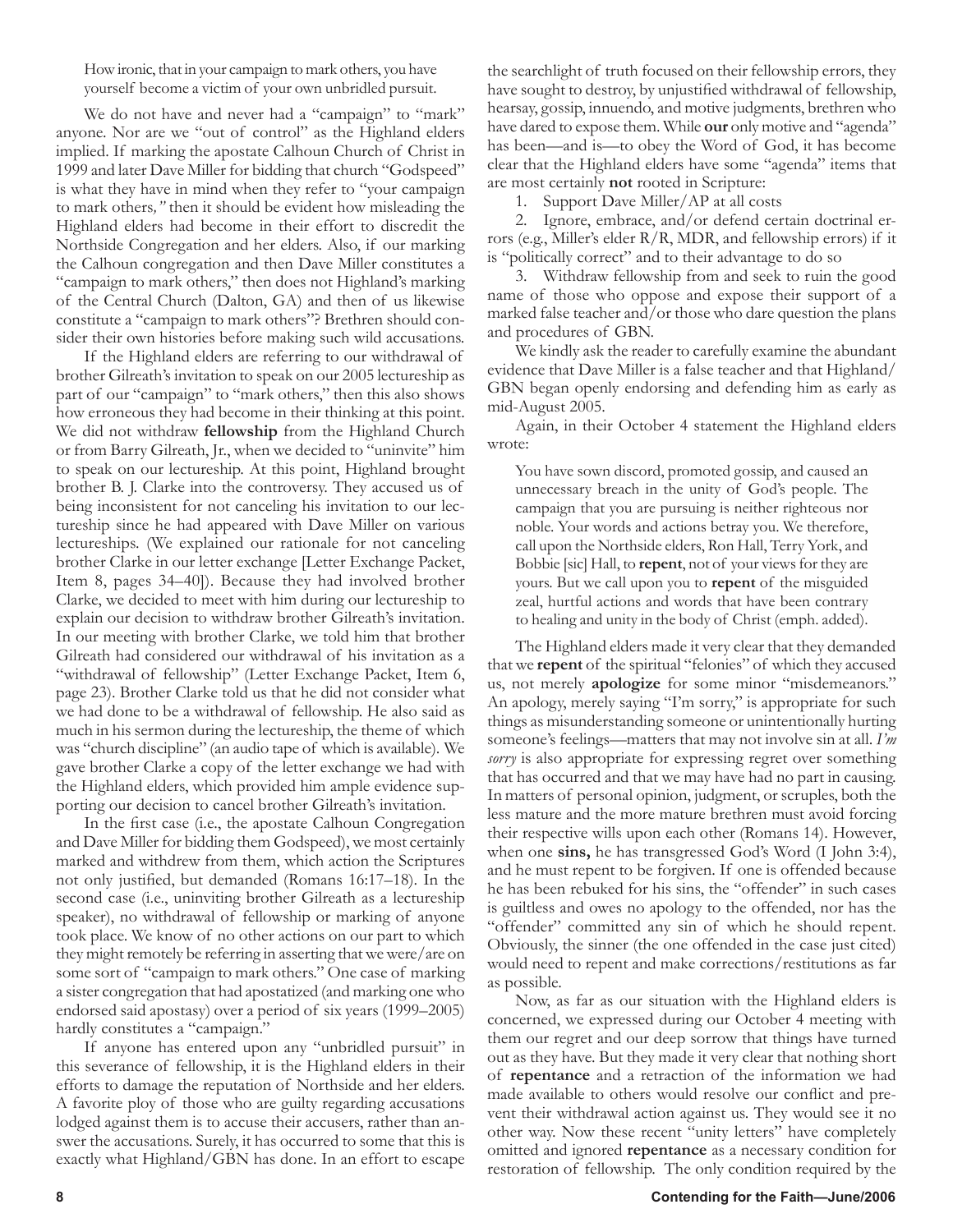> How ironic, that in your campaign to mark others, you have yourself become a victim of your own unbridled pursuit.

We do not have and never had a "campaign" to "mark" anyone. Nor are we "out of control" as the Highland elders implied. If marking the apostate Calhoun Church of Christ in 1999 and later Dave Miller for bidding that church "Godspeed" is what they have in mind when they refer to "your campaign to mark others*,"* then it should be evident how misleading the Highland elders had become in their effort to discredit the Northside Congregation and her elders. Also, if our marking the Calhoun congregation and then Dave Miller constitutes a "campaign to mark others," then does not Highland's marking of the Central Church (Dalton, GA) and then of us likewise constitute a "campaign to mark others"? Brethren should consider their own histories before making such wild accusations.

If the Highland elders are referring to our withdrawal of brother Gilreath's invitation to speak on our 2005 lectureship as part of our "campaign" to "mark others," then this also shows how erroneous they had become in their thinking at this point. We did not withdraw **fellowship** from the Highland Church or from Barry Gilreath, Jr., when we decided to "uninvite" him to speak on our lectureship. At this point, Highland brought brother B. J. Clarke into the controversy. They accused us of being inconsistent for not canceling his invitation to our lectureship since he had appeared with Dave Miller on various lectureships. (We explained our rationale for not canceling brother Clarke in our letter exchange [Letter Exchange Packet, Item 8, pages 34–40]). Because they had involved brother Clarke, we decided to meet with him during our lectureship to explain our decision to withdraw brother Gilreath's invitation. In our meeting with brother Clarke, we told him that brother Gilreath had considered our withdrawal of his invitation as a "withdrawal of fellowship" (Letter Exchange Packet, Item 6, page 23). Brother Clarke told us that he did not consider what we had done to be a withdrawal of fellowship. He also said as much in his sermon during the lectureship, the theme of which was "church discipline" (an audio tape of which is available). We gave brother Clarke a copy of the letter exchange we had with the Highland elders, which provided him ample evidence supporting our decision to cancel brother Gilreath's invitation.

In the first case (i.e., the apostate Calhoun Congregation and Dave Miller for bidding them Godspeed), we most certainly marked and withdrew from them, which action the Scriptures not only justified, but demanded (Romans 16:17–18). In the second case (i.e., uninviting brother Gilreath as a lectureship speaker), no withdrawal of fellowship or marking of anyone took place. We know of no other actions on our part to which they might remotely be referring in asserting that we were/are on some sort of "campaign to mark others." One case of marking a sister congregation that had apostatized (and marking one who endorsed said apostasy) over a period of six years (1999–2005) hardly constitutes a "campaign."

If anyone has entered upon any "unbridled pursuit" in this severance of fellowship, it is the Highland elders in their efforts to damage the reputation of Northside and her elders. A favorite ploy of those who are guilty regarding accusations lodged against them is to accuse their accusers, rather than answer the accusations. Surely, it has occurred to some that this is exactly what Highland/GBN has done. In an effort to escape the searchlight of truth focused on their fellowship errors, they have sought to destroy, by unjustified withdrawal of fellowship, hearsay, gossip, innuendo, and motive judgments, brethren who have dared to expose them. While **our** only motive and "agenda" has been—and is—to obey the Word of God, it has become clear that the Highland elders have some "agenda" items that are most certainly **not** rooted in Scripture:

1. Support Dave Miller/AP at all costs
2. Ignore, embrace, and/or defend certain doctrinal errors (e.g., Miller's elder R/R, MDR, and fellowship errors) if it is "politically correct" and to their advantage to do so
3. Withdraw fellowship from and seek to ruin the good name of those who oppose and expose their support of a marked false teacher and/or those who dare question the plans and procedures of GBN.

We kindly ask the reader to carefully examine the abundant evidence that Dave Miller is a false teacher and that Highland/GBN began openly endorsing and defending him as early as mid-August 2005.

Again, in their October 4 statement the Highland elders wrote:

> You have sown discord, promoted gossip, and caused an unnecessary breach in the unity of God's people. The campaign that you are pursuing is neither righteous nor noble. Your words and actions betray you. We therefore, call upon the Northside elders, Ron Hall, Terry York, and Bobbie [sic] Hall, to **repent**, not of your views for they are yours. But we call upon you to **repent** of the misguided zeal, hurtful actions and words that have been contrary to healing and unity in the body of Christ (emph. added).

The Highland elders made it very clear that they demanded that we **repent** of the spiritual "felonies" of which they accused us, not merely **apologize** for some minor "misdemeanors." An apology, merely saying "I'm sorry," is appropriate for such things as misunderstanding someone or unintentionally hurting someone's feelings—matters that may not involve sin at all. *I'm sorry* is also appropriate for expressing regret over something that has occurred and that we may have had no part in causing. In matters of personal opinion, judgment, or scruples, both the less mature and the more mature brethren must avoid forcing their respective wills upon each other (Romans 14). However, when one **sins,** he has transgressed God's Word (I John 3:4), and he must repent to be forgiven. If one is offended because he has been rebuked for his sins, the "offender" in such cases is guiltless and owes no apology to the offended, nor has the "offender" committed any sin of which he should repent. Obviously, the sinner (the one offended in the case just cited) would need to repent and make corrections/restitutions as far as possible.

Now, as far as our situation with the Highland elders is concerned, we expressed during our October 4 meeting with them our regret and our deep sorrow that things have turned out as they have. But they made it very clear that nothing short of **repentance** and a retraction of the information we had made available to others would resolve our conflict and prevent their withdrawal action against us. They would see it no other way. Now these recent "unity letters" have completely omitted and ignored **repentance** as a necessary condition for restoration of fellowship. The only condition required by the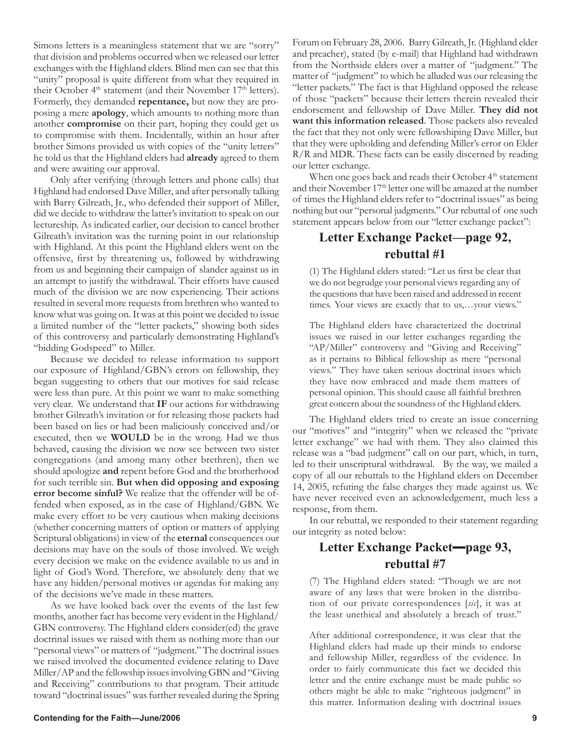Simons letters is a meaningless statement that we are "sorry" that division and problems occurred when we released our letter exchanges with the Highland elders. Blind men can see that this "unity" proposal is quite different from what they required in their October 4th statement (and their November 17th letters). Formerly, they demanded **repentance,** but now they are proposing a mere **apology**, which amounts to nothing more than another **compromise** on their part, hoping they could get us to compromise with them. Incidentally, within an hour after brother Simons provided us with copies of the "unity letters" he told us that the Highland elders had **already** agreed to them and were awaiting our approval.

Only after verifying (through letters and phone calls) that Highland had endorsed Dave Miller, and after personally talking with Barry Gilreath, Jr., who defended their support of Miller, did we decide to withdraw the latter's invitation to speak on our lectureship. As indicated earlier, our decision to cancel brother Gilreath's invitation was the turning point in our relationship with Highland. At this point the Highland elders went on the offensive, first by threatening us, followed by withdrawing from us and beginning their campaign of slander against us in an attempt to justify the withdrawal. Their efforts have caused much of the division we are now experiencing. Their actions resulted in several more requests from brethren who wanted to know what was going on. It was at this point we decided to issue a limited number of the "letter packets," showing both sides of this controversy and particularly demonstrating Highland's "bidding Godspeed" to Miller.

Because we decided to release information to support our exposure of Highland/GBN's errors on fellowship, they began suggesting to others that our motives for said release were less than pure. At this point we want to make something very clear. We understand that **IF** our actions for withdrawing brother Gilreath's invitation or for releasing those packets had been based on lies or had been maliciously conceived and/or executed, then we **WOULD** be in the wrong. Had we thus behaved, causing the division we now see between two sister congregations (and among many other brethren), then we should apologize **and** repent before God and the brotherhood for such terrible sin. **But when did opposing and exposing error become sinful?** We realize that the offender will be offended when exposed, as in the case of Highland/GBN. We make every effort to be very cautious when making decisions (whether concerning matters of option or matters of applying Scriptural obligations) in view of the **eternal** consequences our decisions may have on the souls of those involved. We weigh every decision we make on the evidence available to us and in light of God's Word. Therefore, we absolutely deny that we have any hidden/personal motives or agendas for making any of the decisions we've made in these matters.

As we have looked back over the events of the last few months, another fact has become very evident in the Highland/GBN controversy. The Highland elders consider(ed) the grave doctrinal issues we raised with them as nothing more than our "personal views" or matters of "judgment." The doctrinal issues we raised involved the documented evidence relating to Dave Miller/AP and the fellowship issues involving GBN and "Giving and Receiving" contributions to that program. Their attitude toward "doctrinal issues" was further revealed during the Spring Forum on February 28, 2006. Barry Gilreath, Jr. (Highland elder and preacher), stated (by e-mail) that Highland had withdrawn from the Northside elders over a matter of "judgment." The matter of "judgment" to which he alluded was our releasing the "letter packets." The fact is that Highland opposed the release of those "packets" because their letters therein revealed their endorsement and fellowship of Dave Miller. **They did not want this information released**. Those packets also revealed the fact that they not only were fellowshiping Dave Miller, but that they were upholding and defending Miller's error on Elder R/R and MDR. These facts can be easily discerned by reading our letter exchange.

When one goes back and reads their October 4th statement and their November 17th letter one will be amazed at the number of times the Highland elders refer to "doctrinal issues" as being nothing but our "personal judgments." Our rebuttal of one such statement appears below from our "letter exchange packet":

## Letter Exchange Packet—page 92, rebuttal #1

> (1) The Highland elders stated: "Let us first be clear that we do not begrudge your personal views regarding any of the questions that have been raised and addressed in recent times. Your views are exactly that to us,…your views."
>
> The Highland elders have characterized the doctrinal issues we raised in our letter exchanges regarding the "AP/Miller" controversy and "Giving and Receiving" as it pertains to Biblical fellowship as mere "personal views." They have taken serious doctrinal issues which they have now embraced and made them matters of personal opinion. This should cause all faithful brethren great concern about the soundness of the Highland elders.

The Highland elders tried to create an issue concerning our "motives" and "integrity" when we released the "private letter exchange" we had with them. They also claimed this release was a "bad judgment" call on our part, which, in turn, led to their unscriptural withdrawal. By the way, we mailed a copy of all our rebuttals to the Highland elders on December 14, 2005, refuting the false charges they made against us. We have never received even an acknowledgement, much less a response, from them.

In our rebuttal, we responded to their statement regarding our integrity as noted below:

## Letter Exchange Packet—page 93, rebuttal #7

> (7) The Highland elders stated: "Though we are not aware of any laws that were broken in the distribution of our private correspondences [*sic*], it was at the least unethical and absolutely a breach of trust."
>
> After additional correspondence, it was clear that the Highland elders had made up their minds to endorse and fellowship Miller, regardless of the evidence. In order to fairly communicate this fact we decided this letter and the entire exchange must be made public so others might be able to make "righteous judgment" in this matter. Information dealing with doctrinal issues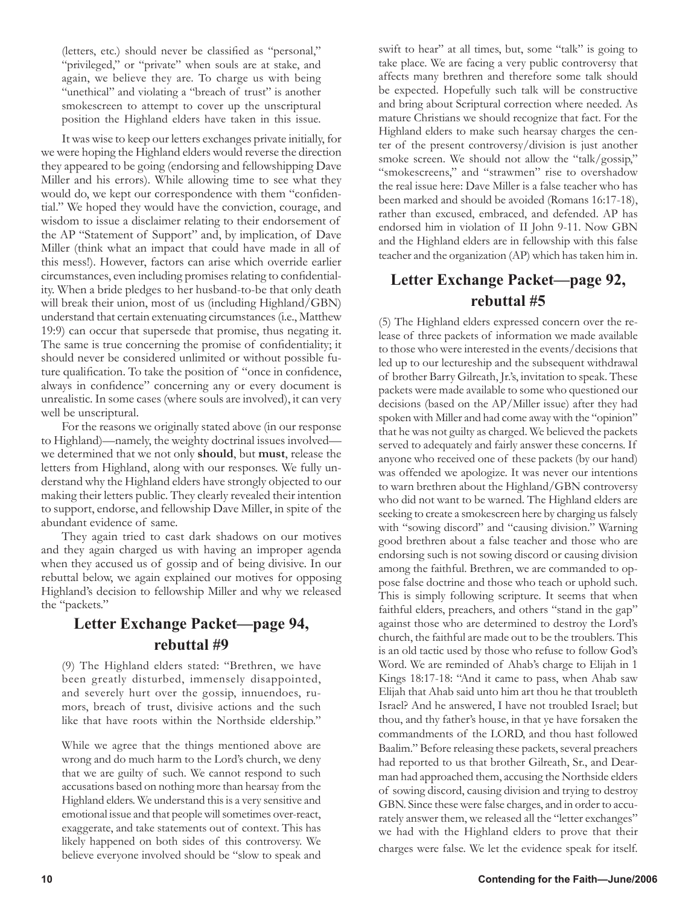(letters, etc.) should never be classified as "personal," "privileged," or "private" when souls are at stake, and again, we believe they are. To charge us with being "unethical" and violating a "breach of trust" is another smokescreen to attempt to cover up the unscriptural position the Highland elders have taken in this issue.

It was wise to keep our letters exchanges private initially, for we were hoping the Highland elders would reverse the direction they appeared to be going (endorsing and fellowshipping Dave Miller and his errors). While allowing time to see what they would do, we kept our correspondence with them "confidential." We hoped they would have the conviction, courage, and wisdom to issue a disclaimer relating to their endorsement of the AP "Statement of Support" and, by implication, of Dave Miller (think what an impact that could have made in all of this mess!). However, factors can arise which override earlier circumstances, even including promises relating to confidentiality. When a bride pledges to her husband-to-be that only death will break their union, most of us (including Highland/GBN) understand that certain extenuating circumstances (i.e., Matthew 19:9) can occur that supersede that promise, thus negating it. The same is true concerning the promise of confidentiality; it should never be considered unlimited or without possible future qualification. To take the position of "once in confidence, always in confidence" concerning any or every document is unrealistic. In some cases (where souls are involved), it can very well be unscriptural.

For the reasons we originally stated above (in our response to Highland)—namely, the weighty doctrinal issues involved—we determined that we not only **should**, but **must**, release the letters from Highland, along with our responses. We fully understand why the Highland elders have strongly objected to our making their letters public. They clearly revealed their intention to support, endorse, and fellowship Dave Miller, in spite of the abundant evidence of same.

They again tried to cast dark shadows on our motives and they again charged us with having an improper agenda when they accused us of gossip and of being divisive. In our rebuttal below, we again explained our motives for opposing Highland's decision to fellowship Miller and why we released the "packets."

## Letter Exchange Packet—page 94, rebuttal #9

(9) The Highland elders stated: "Brethren, we have been greatly disturbed, immensely disappointed, and severely hurt over the gossip, innuendoes, rumors, breach of trust, divisive actions and the such like that have roots within the Northside eldership."

While we agree that the things mentioned above are wrong and do much harm to the Lord's church, we deny that we are guilty of such. We cannot respond to such accusations based on nothing more than hearsay from the Highland elders. We understand this is a very sensitive and emotional issue and that people will sometimes over-react, exaggerate, and take statements out of context. This has likely happened on both sides of this controversy. We believe everyone involved should be "slow to speak and swift to hear" at all times, but, some "talk" is going to take place. We are facing a very public controversy that affects many brethren and therefore some talk should be expected. Hopefully such talk will be constructive and bring about Scriptural correction where needed. As mature Christians we should recognize that fact. For the Highland elders to make such hearsay charges the center of the present controversy/division is just another smoke screen. We should not allow the "talk/gossip," "smokescreens," and "strawmen" rise to overshadow the real issue here: Dave Miller is a false teacher who has been marked and should be avoided (Romans 16:17-18), rather than excused, embraced, and defended. AP has endorsed him in violation of II John 9-11. Now GBN and the Highland elders are in fellowship with this false teacher and the organization (AP) which has taken him in.

## Letter Exchange Packet—page 92, rebuttal #5

(5) The Highland elders expressed concern over the release of three packets of information we made available to those who were interested in the events/decisions that led up to our lectureship and the subsequent withdrawal of brother Barry Gilreath, Jr.'s, invitation to speak. These packets were made available to some who questioned our decisions (based on the AP/Miller issue) after they had spoken with Miller and had come away with the "opinion" that he was not guilty as charged. We believed the packets served to adequately and fairly answer these concerns. If anyone who received one of these packets (by our hand) was offended we apologize. It was never our intentions to warn brethren about the Highland/GBN controversy who did not want to be warned. The Highland elders are seeking to create a smokescreen here by charging us falsely with "sowing discord" and "causing division." Warning good brethren about a false teacher and those who are endorsing such is not sowing discord or causing division among the faithful. Brethren, we are commanded to oppose false doctrine and those who teach or uphold such. This is simply following scripture. It seems that when faithful elders, preachers, and others "stand in the gap" against those who are determined to destroy the Lord's church, the faithful are made out to be the troublers. This is an old tactic used by those who refuse to follow God's Word. We are reminded of Ahab's charge to Elijah in 1 Kings 18:17-18: "And it came to pass, when Ahab saw Elijah that Ahab said unto him art thou he that troubleth Israel? And he answered, I have not troubled Israel; but thou, and thy father's house, in that ye have forsaken the commandments of the LORD, and thou hast followed Baalim." Before releasing these packets, several preachers had reported to us that brother Gilreath, Sr., and Dearman had approached them, accusing the Northside elders of sowing discord, causing division and trying to destroy GBN. Since these were false charges, and in order to accurately answer them, we released all the "letter exchanges" we had with the Highland elders to prove that their charges were false. We let the evidence speak for itself.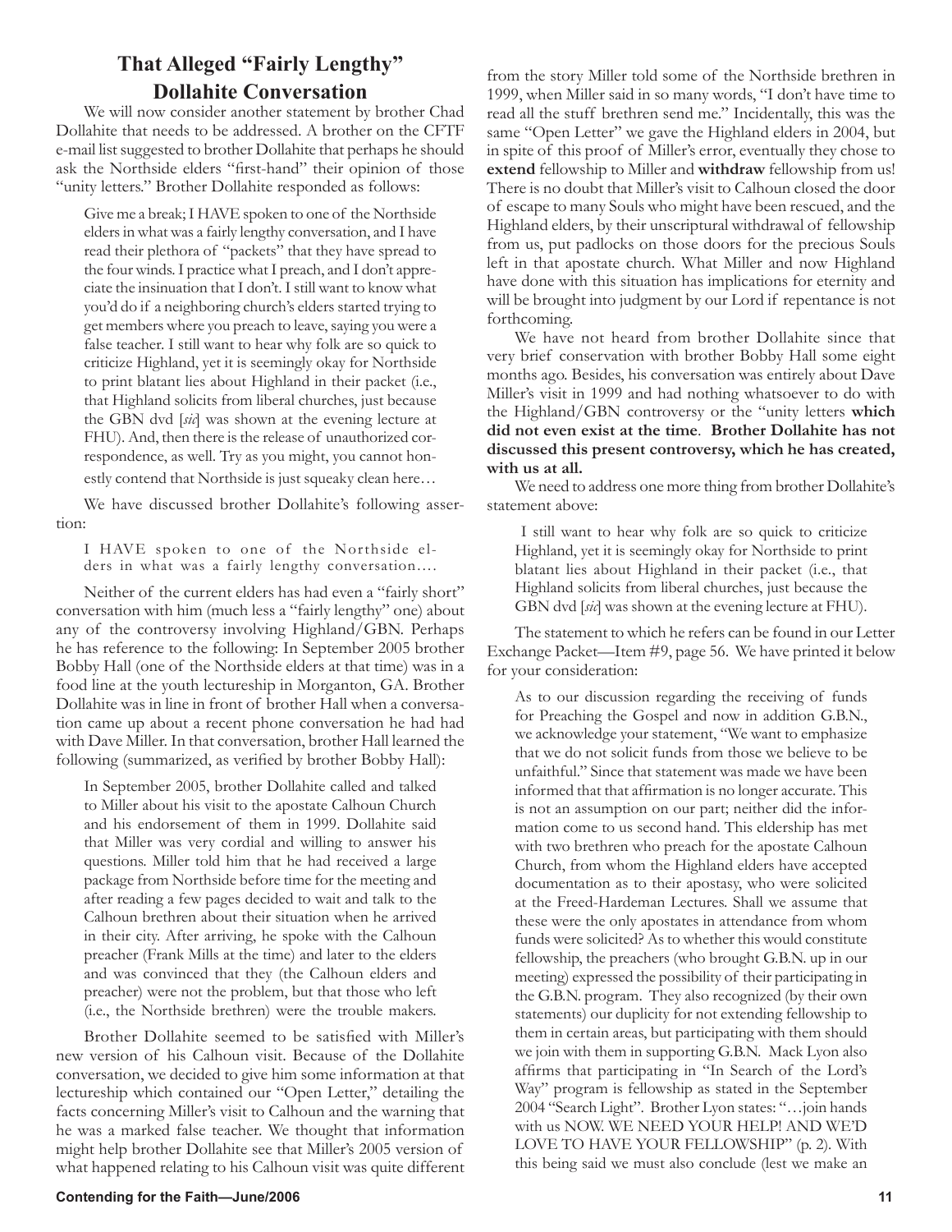## That Alleged "Fairly Lengthy" Dollahite Conversation

We will now consider another statement by brother Chad Dollahite that needs to be addressed. A brother on the CFTF e-mail list suggested to brother Dollahite that perhaps he should ask the Northside elders "first-hand" their opinion of those "unity letters." Brother Dollahite responded as follows:

> Give me a break; I HAVE spoken to one of the Northside elders in what was a fairly lengthy conversation, and I have read their plethora of "packets" that they have spread to the four winds. I practice what I preach, and I don't appreciate the insinuation that I don't. I still want to know what you'd do if a neighboring church's elders started trying to get members where you preach to leave, saying you were a false teacher. I still want to hear why folk are so quick to criticize Highland, yet it is seemingly okay for Northside to print blatant lies about Highland in their packet (i.e., that Highland solicits from liberal churches, just because the GBN dvd [*sic*] was shown at the evening lecture at FHU). And, then there is the release of unauthorized correspondence, as well. Try as you might, you cannot honestly contend that Northside is just squeaky clean here…

We have discussed brother Dollahite's following assertion:

> I HAVE spoken to one of the Northside elders in what was a fairly lengthy conversation….

Neither of the current elders has had even a "fairly short" conversation with him (much less a "fairly lengthy" one) about any of the controversy involving Highland/GBN. Perhaps he has reference to the following: In September 2005 brother Bobby Hall (one of the Northside elders at that time) was in a food line at the youth lectureship in Morganton, GA. Brother Dollahite was in line in front of brother Hall when a conversation came up about a recent phone conversation he had had with Dave Miller. In that conversation, brother Hall learned the following (summarized, as verified by brother Bobby Hall):

> In September 2005, brother Dollahite called and talked to Miller about his visit to the apostate Calhoun Church and his endorsement of them in 1999. Dollahite said that Miller was very cordial and willing to answer his questions. Miller told him that he had received a large package from Northside before time for the meeting and after reading a few pages decided to wait and talk to the Calhoun brethren about their situation when he arrived in their city. After arriving, he spoke with the Calhoun preacher (Frank Mills at the time) and later to the elders and was convinced that they (the Calhoun elders and preacher) were not the problem, but that those who left (i.e., the Northside brethren) were the trouble makers.

Brother Dollahite seemed to be satisfied with Miller's new version of his Calhoun visit. Because of the Dollahite conversation, we decided to give him some information at that lectureship which contained our "Open Letter," detailing the facts concerning Miller's visit to Calhoun and the warning that he was a marked false teacher. We thought that information might help brother Dollahite see that Miller's 2005 version of what happened relating to his Calhoun visit was quite different from the story Miller told some of the Northside brethren in 1999, when Miller said in so many words, "I don't have time to read all the stuff brethren send me." Incidentally, this was the same "Open Letter" we gave the Highland elders in 2004, but in spite of this proof of Miller's error, eventually they chose to **extend** fellowship to Miller and **withdraw** fellowship from us! There is no doubt that Miller's visit to Calhoun closed the door of escape to many Souls who might have been rescued, and the Highland elders, by their unscriptural withdrawal of fellowship from us, put padlocks on those doors for the precious Souls left in that apostate church. What Miller and now Highland have done with this situation has implications for eternity and will be brought into judgment by our Lord if repentance is not forthcoming.

We have not heard from brother Dollahite since that very brief conservation with brother Bobby Hall some eight months ago. Besides, his conversation was entirely about Dave Miller's visit in 1999 and had nothing whatsoever to do with the Highland/GBN controversy or the "unity letters **which did not even exist at the time**. **Brother Dollahite has not discussed this present controversy, which he has created, with us at all.**

We need to address one more thing from brother Dollahite's statement above:

> I still want to hear why folk are so quick to criticize Highland, yet it is seemingly okay for Northside to print blatant lies about Highland in their packet (i.e., that Highland solicits from liberal churches, just because the GBN dvd [*sic*] was shown at the evening lecture at FHU).

The statement to which he refers can be found in our Letter Exchange Packet—Item #9, page 56. We have printed it below for your consideration:

> As to our discussion regarding the receiving of funds for Preaching the Gospel and now in addition G.B.N., we acknowledge your statement, "We want to emphasize that we do not solicit funds from those we believe to be unfaithful." Since that statement was made we have been informed that that affirmation is no longer accurate. This is not an assumption on our part; neither did the information come to us second hand. This eldership has met with two brethren who preach for the apostate Calhoun Church, from whom the Highland elders have accepted documentation as to their apostasy, who were solicited at the Freed-Hardeman Lectures. Shall we assume that these were the only apostates in attendance from whom funds were solicited? As to whether this would constitute fellowship, the preachers (who brought G.B.N. up in our meeting) expressed the possibility of their participating in the G.B.N. program. They also recognized (by their own statements) our duplicity for not extending fellowship to them in certain areas, but participating with them should we join with them in supporting G.B.N. Mack Lyon also affirms that participating in "In Search of the Lord's Way" program is fellowship as stated in the September 2004 "Search Light". Brother Lyon states: "…join hands with us NOW. WE NEED YOUR HELP! AND WE'D LOVE TO HAVE YOUR FELLOWSHIP" (p. 2). With this being said we must also conclude (lest we make an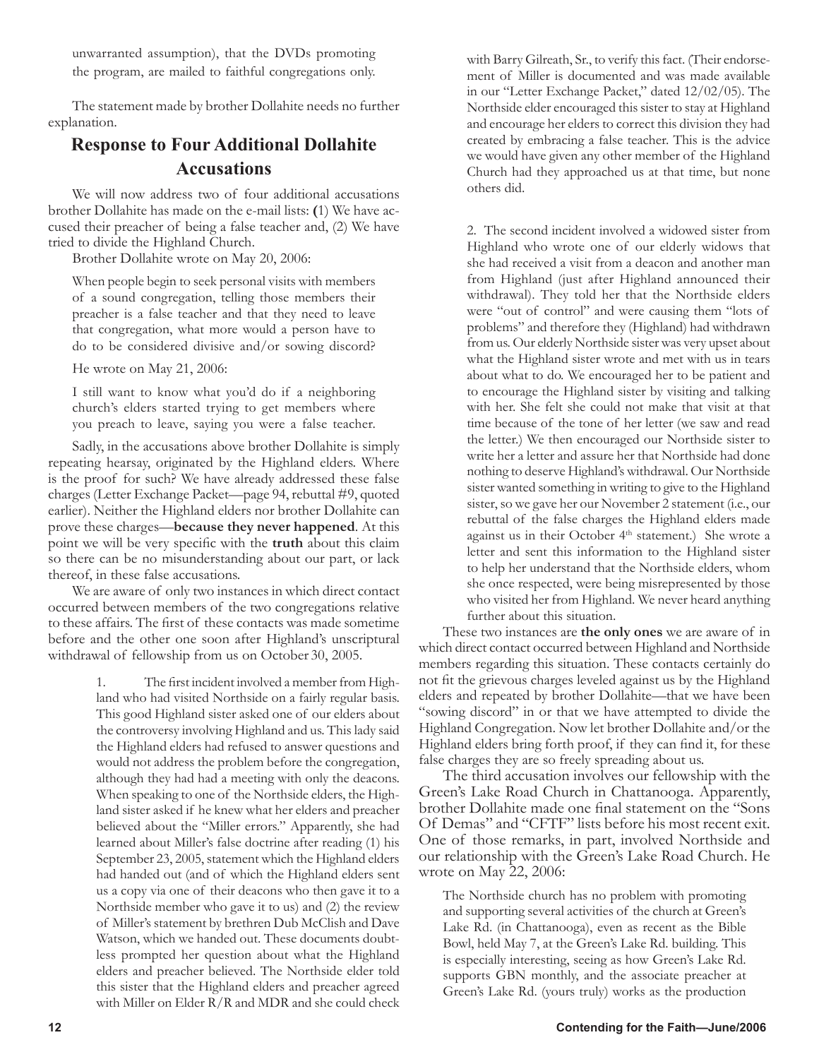unwarranted assumption), that the DVDs promoting the program, are mailed to faithful congregations only.

The statement made by brother Dollahite needs no further explanation.

## Response to Four Additional Dollahite Accusations

We will now address two of four additional accusations brother Dollahite has made on the e-mail lists: **(**1) We have accused their preacher of being a false teacher and, (2) We have tried to divide the Highland Church.

Brother Dollahite wrote on May 20, 2006:

> When people begin to seek personal visits with members of a sound congregation, telling those members their preacher is a false teacher and that they need to leave that congregation, what more would a person have to do to be considered divisive and/or sowing discord?

He wrote on May 21, 2006:

> I still want to know what you'd do if a neighboring church's elders started trying to get members where you preach to leave, saying you were a false teacher.

Sadly, in the accusations above brother Dollahite is simply repeating hearsay, originated by the Highland elders. Where is the proof for such? We have already addressed these false charges (Letter Exchange Packet—page 94, rebuttal #9, quoted earlier). Neither the Highland elders nor brother Dollahite can prove these charges—**because they never happened**. At this point we will be very specific with the **truth** about this claim so there can be no misunderstanding about our part, or lack thereof, in these false accusations.

We are aware of only two instances in which direct contact occurred between members of the two congregations relative to these affairs. The first of these contacts was made sometime before and the other one soon after Highland's unscriptural withdrawal of fellowship from us on October 30, 2005.

> 1. The first incident involved a member from Highland who had visited Northside on a fairly regular basis. This good Highland sister asked one of our elders about the controversy involving Highland and us. This lady said the Highland elders had refused to answer questions and would not address the problem before the congregation, although they had had a meeting with only the deacons. When speaking to one of the Northside elders, the Highland sister asked if he knew what her elders and preacher believed about the "Miller errors." Apparently, she had learned about Miller's false doctrine after reading (1) his September 23, 2005, statement which the Highland elders had handed out (and of which the Highland elders sent us a copy via one of their deacons who then gave it to a Northside member who gave it to us) and (2) the review of Miller's statement by brethren Dub McClish and Dave Watson, which we handed out. These documents doubtless prompted her question about what the Highland elders and preacher believed. The Northside elder told this sister that the Highland elders and preacher agreed with Miller on Elder R/R and MDR and she could check with Barry Gilreath, Sr., to verify this fact. (Their endorsement of Miller is documented and was made available in our "Letter Exchange Packet," dated 12/02/05). The Northside elder encouraged this sister to stay at Highland and encourage her elders to correct this division they had created by embracing a false teacher. This is the advice we would have given any other member of the Highland Church had they approached us at that time, but none others did.
>
> 2. The second incident involved a widowed sister from Highland who wrote one of our elderly widows that she had received a visit from a deacon and another man from Highland (just after Highland announced their withdrawal). They told her that the Northside elders were "out of control" and were causing them "lots of problems" and therefore they (Highland) had withdrawn from us. Our elderly Northside sister was very upset about what the Highland sister wrote and met with us in tears about what to do. We encouraged her to be patient and to encourage the Highland sister by visiting and talking with her. She felt she could not make that visit at that time because of the tone of her letter (we saw and read the letter.) We then encouraged our Northside sister to write her a letter and assure her that Northside had done nothing to deserve Highland's withdrawal. Our Northside sister wanted something in writing to give to the Highland sister, so we gave her our November 2 statement (i.e., our rebuttal of the false charges the Highland elders made against us in their October 4th statement.) She wrote a letter and sent this information to the Highland sister to help her understand that the Northside elders, whom she once respected, were being misrepresented by those who visited her from Highland. We never heard anything further about this situation.

These two instances are **the only ones** we are aware of in which direct contact occurred between Highland and Northside members regarding this situation. These contacts certainly do not fit the grievous charges leveled against us by the Highland elders and repeated by brother Dollahite—that we have been "sowing discord" in or that we have attempted to divide the Highland Congregation. Now let brother Dollahite and/or the Highland elders bring forth proof, if they can find it, for these false charges they are so freely spreading about us.

The third accusation involves our fellowship with the Green's Lake Road Church in Chattanooga. Apparently, brother Dollahite made one final statement on the "Sons Of Demas" and "CFTF" lists before his most recent exit. One of those remarks, in part, involved Northside and our relationship with the Green's Lake Road Church. He wrote on May 22, 2006:

> The Northside church has no problem with promoting and supporting several activities of the church at Green's Lake Rd. (in Chattanooga), even as recent as the Bible Bowl, held May 7, at the Green's Lake Rd. building. This is especially interesting, seeing as how Green's Lake Rd. supports GBN monthly, and the associate preacher at Green's Lake Rd. (yours truly) works as the production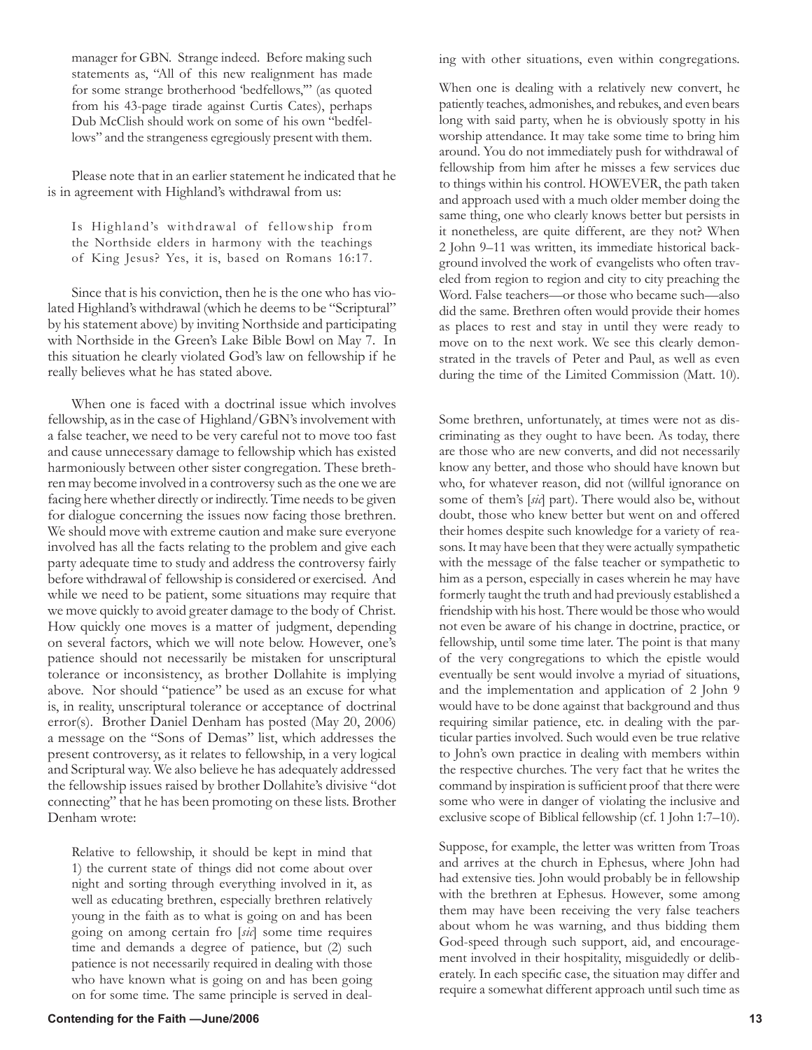manager for GBN. Strange indeed. Before making such statements as, "All of this new realignment has made for some strange brotherhood 'bedfellows,'" (as quoted from his 43-page tirade against Curtis Cates), perhaps Dub McClish should work on some of his own "bedfellows" and the strangeness egregiously present with them.

Please note that in an earlier statement he indicated that he is in agreement with Highland's withdrawal from us:

> Is Highland's withdrawal of fellowship from the Northside elders in harmony with the teachings of King Jesus? Yes, it is, based on Romans 16:17.

Since that is his conviction, then he is the one who has violated Highland's withdrawal (which he deems to be "Scriptural" by his statement above) by inviting Northside and participating with Northside in the Green's Lake Bible Bowl on May 7. In this situation he clearly violated God's law on fellowship if he really believes what he has stated above.

When one is faced with a doctrinal issue which involves fellowship, as in the case of Highland/GBN's involvement with a false teacher, we need to be very careful not to move too fast and cause unnecessary damage to fellowship which has existed harmoniously between other sister congregation. These brethren may become involved in a controversy such as the one we are facing here whether directly or indirectly. Time needs to be given for dialogue concerning the issues now facing those brethren. We should move with extreme caution and make sure everyone involved has all the facts relating to the problem and give each party adequate time to study and address the controversy fairly before withdrawal of fellowship is considered or exercised. And while we need to be patient, some situations may require that we move quickly to avoid greater damage to the body of Christ. How quickly one moves is a matter of judgment, depending on several factors, which we will note below. However, one's patience should not necessarily be mistaken for unscriptural tolerance or inconsistency, as brother Dollahite is implying above. Nor should "patience" be used as an excuse for what is, in reality, unscriptural tolerance or acceptance of doctrinal error(s). Brother Daniel Denham has posted (May 20, 2006) a message on the "Sons of Demas" list, which addresses the present controversy, as it relates to fellowship, in a very logical and Scriptural way. We also believe he has adequately addressed the fellowship issues raised by brother Dollahite's divisive "dot connecting" that he has been promoting on these lists. Brother Denham wrote:

> Relative to fellowship, it should be kept in mind that 1) the current state of things did not come about over night and sorting through everything involved in it, as well as educating brethren, especially brethren relatively young in the faith as to what is going on and has been going on among certain fro [*sic*] some time requires time and demands a degree of patience, but (2) such patience is not necessarily required in dealing with those who have known what is going on and has been going on for some time. The same principle is served in dealing with other situations, even within congregations.
>
> When one is dealing with a relatively new convert, he patiently teaches, admonishes, and rebukes, and even bears long with said party, when he is obviously spotty in his worship attendance. It may take some time to bring him around. You do not immediately push for withdrawal of fellowship from him after he misses a few services due to things within his control. HOWEVER, the path taken and approach used with a much older member doing the same thing, one who clearly knows better but persists in it nonetheless, are quite different, are they not? When 2 John 9–11 was written, its immediate historical background involved the work of evangelists who often traveled from region to region and city to city preaching the Word. False teachers—or those who became such—also did the same. Brethren often would provide their homes as places to rest and stay in until they were ready to move on to the next work. We see this clearly demonstrated in the travels of Peter and Paul, as well as even during the time of the Limited Commission (Matt. 10).
>
> Some brethren, unfortunately, at times were not as discriminating as they ought to have been. As today, there are those who are new converts, and did not necessarily know any better, and those who should have known but who, for whatever reason, did not (willful ignorance on some of them's [*sic*] part). There would also be, without doubt, those who knew better but went on and offered their homes despite such knowledge for a variety of reasons. It may have been that they were actually sympathetic with the message of the false teacher or sympathetic to him as a person, especially in cases wherein he may have formerly taught the truth and had previously established a friendship with his host. There would be those who would not even be aware of his change in doctrine, practice, or fellowship, until some time later. The point is that many of the very congregations to which the epistle would eventually be sent would involve a myriad of situations, and the implementation and application of 2 John 9 would have to be done against that background and thus requiring similar patience, etc. in dealing with the particular parties involved. Such would even be true relative to John's own practice in dealing with members within the respective churches. The very fact that he writes the command by inspiration is sufficient proof that there were some who were in danger of violating the inclusive and exclusive scope of Biblical fellowship (cf. 1 John 1:7–10).
>
> Suppose, for example, the letter was written from Troas and arrives at the church in Ephesus, where John had had extensive ties. John would probably be in fellowship with the brethren at Ephesus. However, some among them may have been receiving the very false teachers about whom he was warning, and thus bidding them God-speed through such support, aid, and encouragement involved in their hospitality, misguidedly or deliberately. In each specific case, the situation may differ and require a somewhat different approach until such time as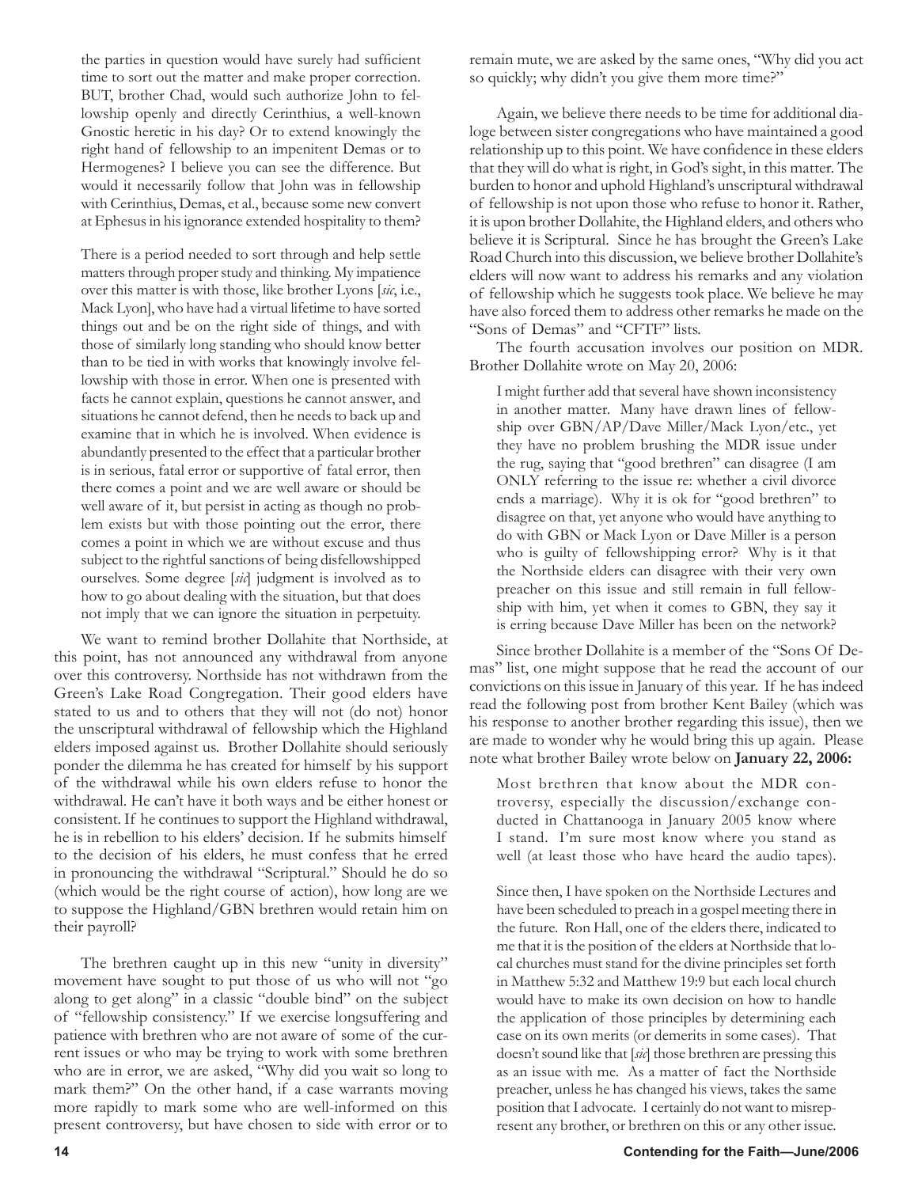> the parties in question would have surely had sufficient time to sort out the matter and make proper correction. BUT, brother Chad, would such authorize John to fellowship openly and directly Cerinthius, a well-known Gnostic heretic in his day? Or to extend knowingly the right hand of fellowship to an impenitent Demas or to Hermogenes? I believe you can see the difference. But would it necessarily follow that John was in fellowship with Cerinthius, Demas, et al., because some new convert at Ephesus in his ignorance extended hospitality to them?
>
> There is a period needed to sort through and help settle matters through proper study and thinking. My impatience over this matter is with those, like brother Lyons [*sic*, i.e., Mack Lyon], who have had a virtual lifetime to have sorted things out and be on the right side of things, and with those of similarly long standing who should know better than to be tied in with works that knowingly involve fellowship with those in error. When one is presented with facts he cannot explain, questions he cannot answer, and situations he cannot defend, then he needs to back up and examine that in which he is involved. When evidence is abundantly presented to the effect that a particular brother is in serious, fatal error or supportive of fatal error, then there comes a point and we are well aware or should be well aware of it, but persist in acting as though no problem exists but with those pointing out the error, there comes a point in which we are without excuse and thus subject to the rightful sanctions of being disfellowshipped ourselves. Some degree [*sic*] judgment is involved as to how to go about dealing with the situation, but that does not imply that we can ignore the situation in perpetuity.

We want to remind brother Dollahite that Northside, at this point, has not announced any withdrawal from anyone over this controversy. Northside has not withdrawn from the Green's Lake Road Congregation. Their good elders have stated to us and to others that they will not (do not) honor the unscriptural withdrawal of fellowship which the Highland elders imposed against us. Brother Dollahite should seriously ponder the dilemma he has created for himself by his support of the withdrawal while his own elders refuse to honor the withdrawal. He can't have it both ways and be either honest or consistent. If he continues to support the Highland withdrawal, he is in rebellion to his elders' decision. If he submits himself to the decision of his elders, he must confess that he erred in pronouncing the withdrawal "Scriptural." Should he do so (which would be the right course of action), how long are we to suppose the Highland/GBN brethren would retain him on their payroll?

The brethren caught up in this new "unity in diversity" movement have sought to put those of us who will not "go along to get along" in a classic "double bind" on the subject of "fellowship consistency." If we exercise longsuffering and patience with brethren who are not aware of some of the current issues or who may be trying to work with some brethren who are in error, we are asked, "Why did you wait so long to mark them?" On the other hand, if a case warrants moving more rapidly to mark some who are well-informed on this present controversy, but have chosen to side with error or to remain mute, we are asked by the same ones, "Why did you act so quickly; why didn't you give them more time?"

Again, we believe there needs to be time for additional dialoge between sister congregations who have maintained a good relationship up to this point. We have confidence in these elders that they will do what is right, in God's sight, in this matter. The burden to honor and uphold Highland's unscriptural withdrawal of fellowship is not upon those who refuse to honor it. Rather, it is upon brother Dollahite, the Highland elders, and others who believe it is Scriptural. Since he has brought the Green's Lake Road Church into this discussion, we believe brother Dollahite's elders will now want to address his remarks and any violation of fellowship which he suggests took place. We believe he may have also forced them to address other remarks he made on the "Sons of Demas" and "CFTF" lists.

The fourth accusation involves our position on MDR. Brother Dollahite wrote on May 20, 2006:

> I might further add that several have shown inconsistency in another matter. Many have drawn lines of fellowship over GBN/AP/Dave Miller/Mack Lyon/etc., yet they have no problem brushing the MDR issue under the rug, saying that "good brethren" can disagree (I am ONLY referring to the issue re: whether a civil divorce ends a marriage). Why it is ok for "good brethren" to disagree on that, yet anyone who would have anything to do with GBN or Mack Lyon or Dave Miller is a person who is guilty of fellowshipping error? Why is it that the Northside elders can disagree with their very own preacher on this issue and still remain in full fellowship with him, yet when it comes to GBN, they say it is erring because Dave Miller has been on the network?

Since brother Dollahite is a member of the "Sons Of Demas" list, one might suppose that he read the account of our convictions on this issue in January of this year. If he has indeed read the following post from brother Kent Bailey (which was his response to another brother regarding this issue), then we are made to wonder why he would bring this up again. Please note what brother Bailey wrote below on **January 22, 2006:**

> Most brethren that know about the MDR controversy, especially the discussion/exchange conducted in Chattanooga in January 2005 know where I stand. I'm sure most know where you stand as well (at least those who have heard the audio tapes).
>
> Since then, I have spoken on the Northside Lectures and have been scheduled to preach in a gospel meeting there in the future. Ron Hall, one of the elders there, indicated to me that it is the position of the elders at Northside that local churches must stand for the divine principles set forth in Matthew 5:32 and Matthew 19:9 but each local church would have to make its own decision on how to handle the application of those principles by determining each case on its own merits (or demerits in some cases). That doesn't sound like that [*sic*] those brethren are pressing this as an issue with me. As a matter of fact the Northside preacher, unless he has changed his views, takes the same position that I advocate. I certainly do not want to misrepresent any brother, or brethren on this or any other issue.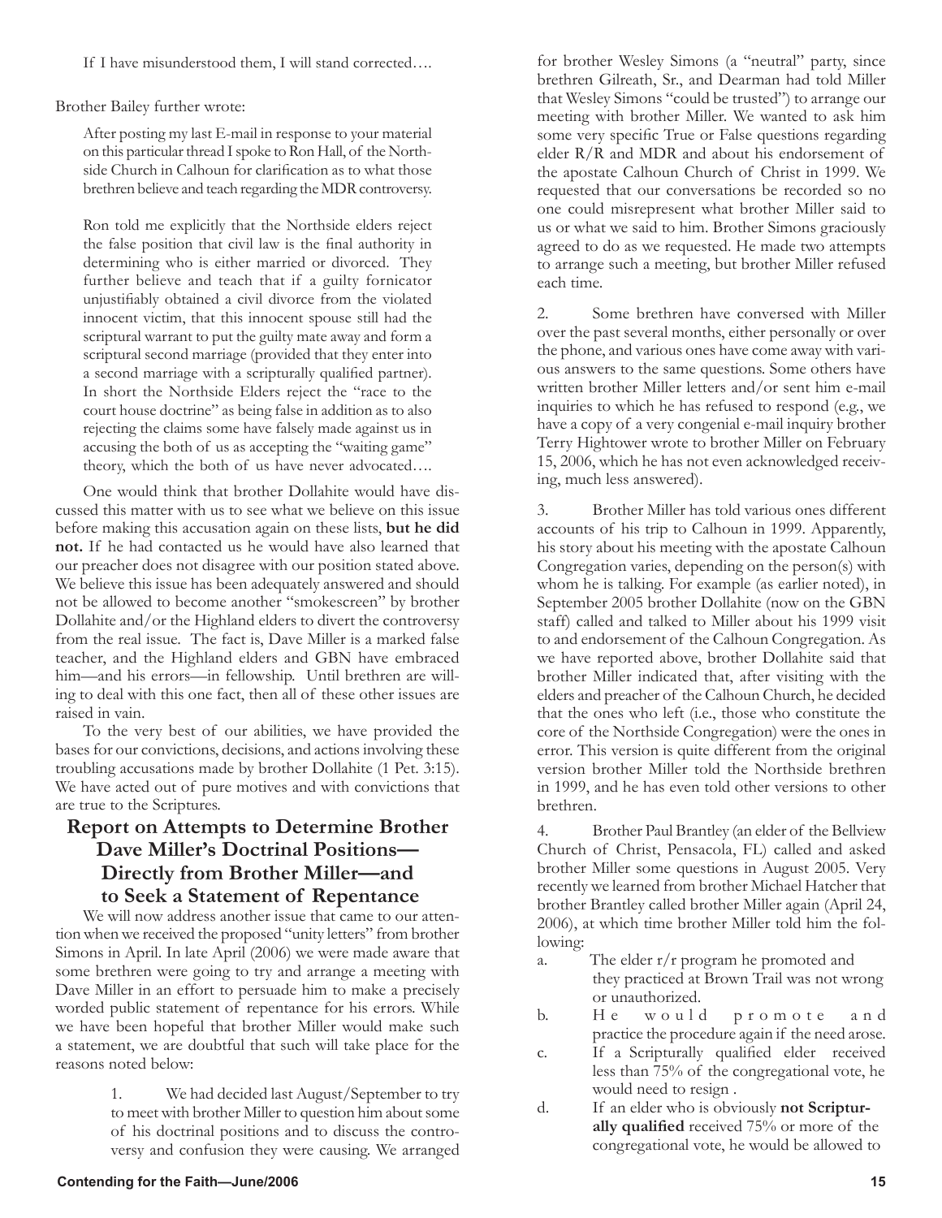If I have misunderstood them, I will stand corrected….

Brother Bailey further wrote:

> After posting my last E-mail in response to your material on this particular thread I spoke to Ron Hall, of the Northside Church in Calhoun for clarification as to what those brethren believe and teach regarding the MDR controversy.
>
> Ron told me explicitly that the Northside elders reject the false position that civil law is the final authority in determining who is either married or divorced. They further believe and teach that if a guilty fornicator unjustifiably obtained a civil divorce from the violated innocent victim, that this innocent spouse still had the scriptural warrant to put the guilty mate away and form a scriptural second marriage (provided that they enter into a second marriage with a scripturally qualified partner). In short the Northside Elders reject the "race to the court house doctrine" as being false in addition as to also rejecting the claims some have falsely made against us in accusing the both of us as accepting the "waiting game" theory, which the both of us have never advocated….

One would think that brother Dollahite would have discussed this matter with us to see what we believe on this issue before making this accusation again on these lists, **but he did not.** If he had contacted us he would have also learned that our preacher does not disagree with our position stated above. We believe this issue has been adequately answered and should not be allowed to become another "smokescreen" by brother Dollahite and/or the Highland elders to divert the controversy from the real issue. The fact is, Dave Miller is a marked false teacher, and the Highland elders and GBN have embraced him—and his errors—in fellowship. Until brethren are willing to deal with this one fact, then all of these other issues are raised in vain.

To the very best of our abilities, we have provided the bases for our convictions, decisions, and actions involving these troubling accusations made by brother Dollahite (1 Pet. 3:15). We have acted out of pure motives and with convictions that are true to the Scriptures.

## Report on Attempts to Determine Brother Dave Miller's Doctrinal Positions—Directly from Brother Miller—and to Seek a Statement of Repentance

We will now address another issue that came to our attention when we received the proposed "unity letters" from brother Simons in April. In late April (2006) we were made aware that some brethren were going to try and arrange a meeting with Dave Miller in an effort to persuade him to make a precisely worded public statement of repentance for his errors. While we have been hopeful that brother Miller would make such a statement, we are doubtful that such will take place for the reasons noted below:

1. We had decided last August/September to try to meet with brother Miller to question him about some of his doctrinal positions and to discuss the controversy and confusion they were causing. We arranged for brother Wesley Simons (a "neutral" party, since brethren Gilreath, Sr., and Dearman had told Miller that Wesley Simons "could be trusted") to arrange our meeting with brother Miller. We wanted to ask him some very specific True or False questions regarding elder R/R and MDR and about his endorsement of the apostate Calhoun Church of Christ in 1999. We requested that our conversations be recorded so no one could misrepresent what brother Miller said to us or what we said to him. Brother Simons graciously agreed to do as we requested. He made two attempts to arrange such a meeting, but brother Miller refused each time.

2. Some brethren have conversed with Miller over the past several months, either personally or over the phone, and various ones have come away with various answers to the same questions. Some others have written brother Miller letters and/or sent him e-mail inquiries to which he has refused to respond (e.g., we have a copy of a very congenial e-mail inquiry brother Terry Hightower wrote to brother Miller on February 15, 2006, which he has not even acknowledged receiving, much less answered).

3. Brother Miller has told various ones different accounts of his trip to Calhoun in 1999. Apparently, his story about his meeting with the apostate Calhoun Congregation varies, depending on the person(s) with whom he is talking. For example (as earlier noted), in September 2005 brother Dollahite (now on the GBN staff) called and talked to Miller about his 1999 visit to and endorsement of the Calhoun Congregation. As we have reported above, brother Dollahite said that brother Miller indicated that, after visiting with the elders and preacher of the Calhoun Church, he decided that the ones who left (i.e., those who constitute the core of the Northside Congregation) were the ones in error. This version is quite different from the original version brother Miller told the Northside brethren in 1999, and he has even told other versions to other brethren.

4. Brother Paul Brantley (an elder of the Bellview Church of Christ, Pensacola, FL) called and asked brother Miller some questions in August 2005. Very recently we learned from brother Michael Hatcher that brother Brantley called brother Miller again (April 24, 2006), at which time brother Miller told him the following:
   a. The elder r/r program he promoted and they practiced at Brown Trail was not wrong or unauthorized.
   b. He would promote and practice the procedure again if the need arose.
   c. If a Scripturally qualified elder received less than 75% of the congregational vote, he would need to resign .
   d. If an elder who is obviously **not Scripturally qualified** received 75% or more of the congregational vote, he would be allowed to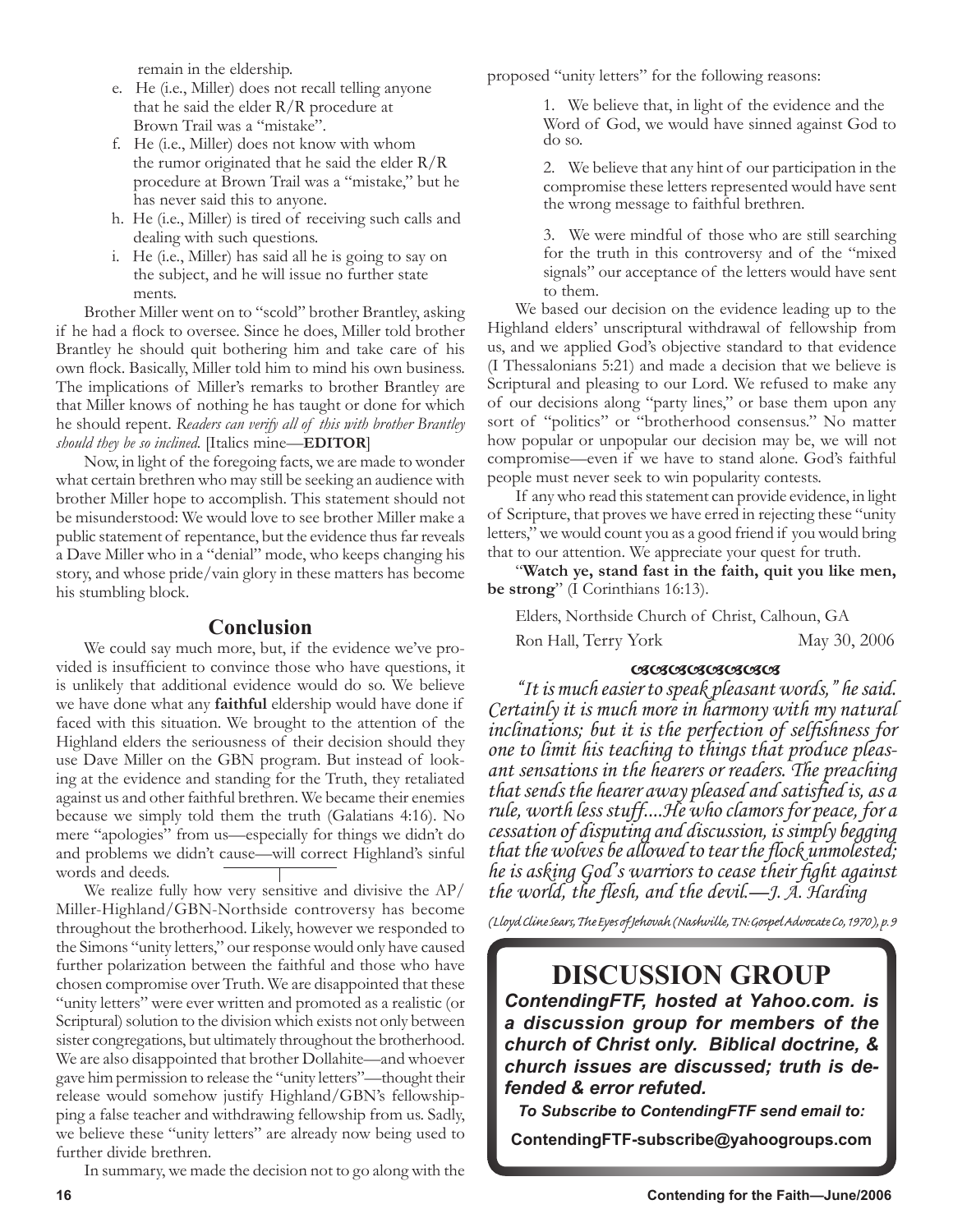remain in the eldership.

e. He (i.e., Miller) does not recall telling anyone that he said the elder R/R procedure at Brown Trail was a "mistake".
f. He (i.e., Miller) does not know with whom the rumor originated that he said the elder R/R procedure at Brown Trail was a "mistake," but he has never said this to anyone.
h. He (i.e., Miller) is tired of receiving such calls and dealing with such questions.
i. He (i.e., Miller) has said all he is going to say on the subject, and he will issue no further statements.

Brother Miller went on to "scold" brother Brantley, asking if he had a flock to oversee. Since he does, Miller told brother Brantley he should quit bothering him and take care of his own flock. Basically, Miller told him to mind his own business. The implications of Miller's remarks to brother Brantley are that Miller knows of nothing he has taught or done for which he should repent. *Readers can verify all of this with brother Brantley should they be so inclined.* [Italics mine—**EDITOR**]

Now, in light of the foregoing facts, we are made to wonder what certain brethren who may still be seeking an audience with brother Miller hope to accomplish. This statement should not be misunderstood: We would love to see brother Miller make a public statement of repentance, but the evidence thus far reveals a Dave Miller who in a "denial" mode, who keeps changing his story, and whose pride/vain glory in these matters has become his stumbling block.

## Conclusion

We could say much more, but, if the evidence we've provided is insufficient to convince those who have questions, it is unlikely that additional evidence would do so. We believe we have done what any **faithful** eldership would have done if faced with this situation. We brought to the attention of the Highland elders the seriousness of their decision should they use Dave Miller on the GBN program. But instead of looking at the evidence and standing for the Truth, they retaliated against us and other faithful brethren. We became their enemies because we simply told them the truth (Galatians 4:16). No mere "apologies" from us—especially for things we didn't do and problems we didn't cause—will correct Highland's sinful words and deeds.

We realize fully how very sensitive and divisive the AP/Miller-Highland/GBN-Northside controversy has become throughout the brotherhood. Likely, however we responded to the Simons "unity letters," our response would only have caused further polarization between the faithful and those who have chosen compromise over Truth. We are disappointed that these "unity letters" were ever written and promoted as a realistic (or Scriptural) solution to the division which exists not only between sister congregations, but ultimately throughout the brotherhood. We are also disappointed that brother Dollahite—and whoever gave him permission to release the "unity letters"—thought their release would somehow justify Highland/GBN's fellowshipping a false teacher and withdrawing fellowship from us. Sadly, we believe these "unity letters" are already now being used to further divide brethren.

In summary, we made the decision not to go along with the proposed "unity letters" for the following reasons:

1. We believe that, in light of the evidence and the Word of God, we would have sinned against God to do so.

2. We believe that any hint of our participation in the compromise these letters represented would have sent the wrong message to faithful brethren.

3. We were mindful of those who are still searching for the truth in this controversy and of the "mixed signals" our acceptance of the letters would have sent to them.

We based our decision on the evidence leading up to the Highland elders' unscriptural withdrawal of fellowship from us, and we applied God's objective standard to that evidence (I Thessalonians 5:21) and made a decision that we believe is Scriptural and pleasing to our Lord. We refused to make any of our decisions along "party lines," or base them upon any sort of "politics" or "brotherhood consensus." No matter how popular or unpopular our decision may be, we will not compromise—even if we have to stand alone. God's faithful people must never seek to win popularity contests.

If any who read this statement can provide evidence, in light of Scripture, that proves we have erred in rejecting these "unity letters," we would count you as a good friend if you would bring that to our attention. We appreciate your quest for truth.

"**Watch ye, stand fast in the faith, quit you like men, be strong**" (I Corinthians 16:13).

Elders, Northside Church of Christ, Calhoun, GA

Ron Hall, Terry York — May 30, 2006

*"It is much easier to speak pleasant words," he said. Certainly it is much more in harmony with my natural inclinations; but it is the perfection of selfishness for one to limit his teaching to things that produce pleasant sensations in the hearers or readers. The preaching that sends the hearer away pleased and satisfied is, as a rule, worth less stuff....He who clamors for peace, for a cessation of disputing and discussion, is simply begging that the wolves be allowed to tear the flock unmolested; he is asking God's warriors to cease their fight against the world, the flesh, and the devil.—J. A. Harding*

*(Lloyd Cline Sears, The Eyes of Jehovah (Nashville, TN: Gospel Advocate Co, 1970), p. 9*

## DISCUSSION GROUP

***ContendingFTF, hosted at Yahoo.com. is a discussion group for members of the church of Christ only. Biblical doctrine, & church issues are discussed; truth is defended & error refuted.***

***To Subscribe to ContendingFTF send email to:***

**ContendingFTF-subscribe@yahoogroups.com**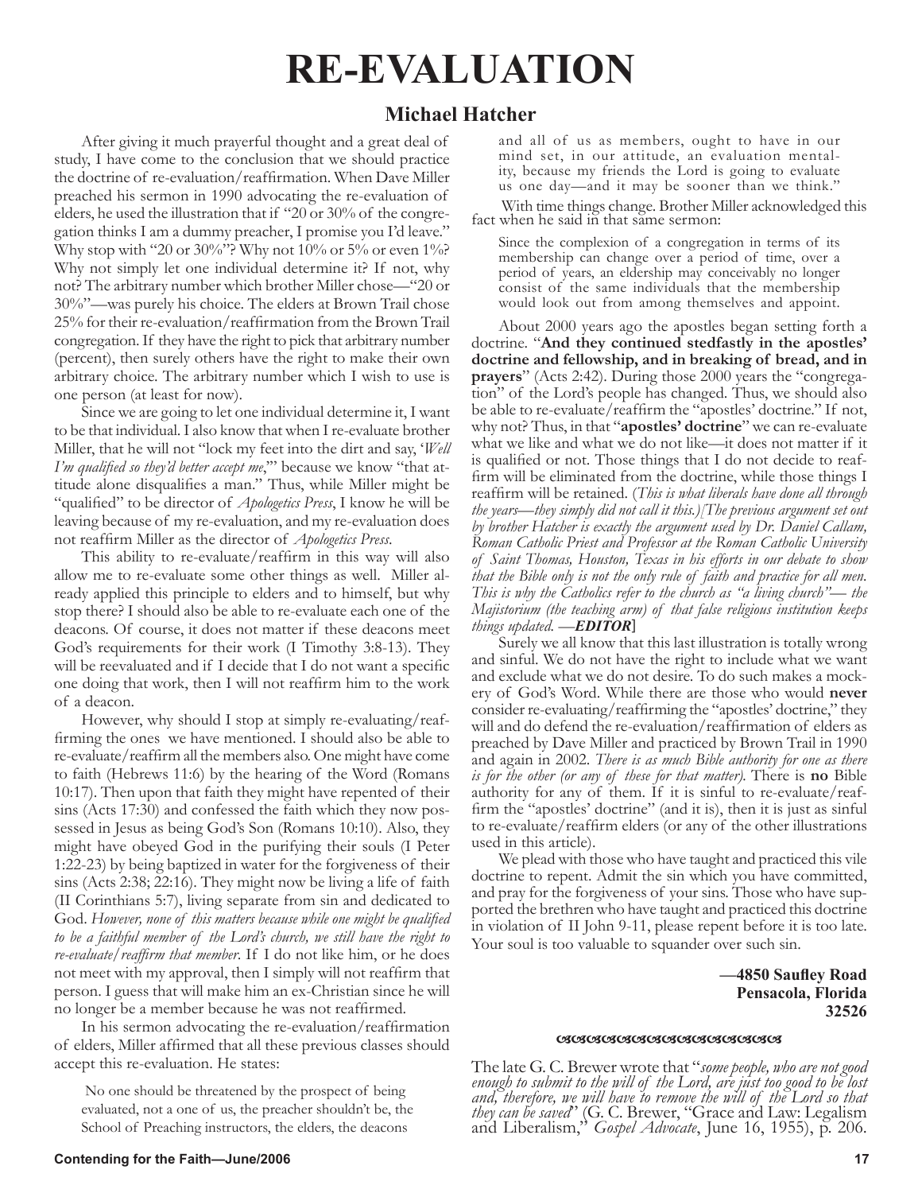# RE-EVALUATION

## Michael Hatcher

After giving it much prayerful thought and a great deal of study, I have come to the conclusion that we should practice the doctrine of re-evaluation/reaffirmation. When Dave Miller preached his sermon in 1990 advocating the re-evaluation of elders, he used the illustration that if "20 or 30% of the congregation thinks I am a dummy preacher, I promise you I'd leave." Why stop with "20 or 30%"? Why not 10% or 5% or even 1%? Why not simply let one individual determine it? If not, why not? The arbitrary number which brother Miller chose—"20 or 30%"—was purely his choice. The elders at Brown Trail chose 25% for their re-evaluation/reaffirmation from the Brown Trail congregation. If they have the right to pick that arbitrary number (percent), then surely others have the right to make their own arbitrary choice. The arbitrary number which I wish to use is one person (at least for now).

Since we are going to let one individual determine it, I want to be that individual. I also know that when I re-evaluate brother Miller, that he will not "lock my feet into the dirt and say, '*Well I'm qualified so they'd better accept me*,'" because we know "that attitude alone disqualifies a man." Thus, while Miller might be "qualified" to be director of *Apologetics Press*, I know he will be leaving because of my re-evaluation, and my re-evaluation does not reaffirm Miller as the director of *Apologetics Press*.

This ability to re-evaluate/reaffirm in this way will also allow me to re-evaluate some other things as well. Miller already applied this principle to elders and to himself, but why stop there? I should also be able to re-evaluate each one of the deacons. Of course, it does not matter if these deacons meet God's requirements for their work (I Timothy 3:8-13). They will be reevaluated and if I decide that I do not want a specific one doing that work, then I will not reaffirm him to the work of a deacon.

However, why should I stop at simply re-evaluating/reaffirming the ones we have mentioned. I should also be able to re-evaluate/reaffirm all the members also. One might have come to faith (Hebrews 11:6) by the hearing of the Word (Romans 10:17). Then upon that faith they might have repented of their sins (Acts 17:30) and confessed the faith which they now possessed in Jesus as being God's Son (Romans 10:10). Also, they might have obeyed God in the purifying their souls (I Peter 1:22-23) by being baptized in water for the forgiveness of their sins (Acts 2:38; 22:16). They might now be living a life of faith (II Corinthians 5:7), living separate from sin and dedicated to God. *However, none of this matters because while one might be qualified to be a faithful member of the Lord's church, we still have the right to re-evaluate/reaffirm that member*. If I do not like him, or he does not meet with my approval, then I simply will not reaffirm that person. I guess that will make him an ex-Christian since he will no longer be a member because he was not reaffirmed.

In his sermon advocating the re-evaluation/reaffirmation of elders, Miller affirmed that all these previous classes should accept this re-evaluation. He states:

> No one should be threatened by the prospect of being evaluated, not a one of us, the preacher shouldn't be, the School of Preaching instructors, the elders, the deacons and all of us as members, ought to have in our mind set, in our attitude, an evaluation mentality, because my friends the Lord is going to evaluate us one day—and it may be sooner than we think."

With time things change. Brother Miller acknowledged this fact when he said in that same sermon:

> Since the complexion of a congregation in terms of its membership can change over a period of time, over a period of years, an eldership may conceivably no longer consist of the same individuals that the membership would look out from among themselves and appoint.

About 2000 years ago the apostles began setting forth a doctrine. "**And they continued stedfastly in the apostles' doctrine and fellowship, and in breaking of bread, and in prayers**" (Acts 2:42). During those 2000 years the "congregation" of the Lord's people has changed. Thus, we should also be able to re-evaluate/reaffirm the "apostles' doctrine." If not, why not? Thus, in that "**apostles' doctrine**" we can re-evaluate what we like and what we do not like—it does not matter if it is qualified or not. Those things that I do not decide to reaffirm will be eliminated from the doctrine, while those things I reaffirm will be retained. (*This is what liberals have done all through the years—they simply did not call it this.)[The previous argument set out by brother Hatcher is exactly the argument used by Dr. Daniel Callam, Roman Catholic Priest and Professor at the Roman Catholic University of Saint Thomas, Houston, Texas in his efforts in our debate to show that the Bible only is not the only rule of faith and practice for all men. This is why the Catholics refer to the church as "a living church"— the Majistorium (the teaching arm) of that false religious institution keeps things updated. —**EDITOR***]

Surely we all know that this last illustration is totally wrong and sinful. We do not have the right to include what we want and exclude what we do not desire. To do such makes a mockery of God's Word. While there are those who would **never** consider re-evaluating/reaffirming the "apostles' doctrine," they will and do defend the re-evaluation/reaffirmation of elders as preached by Dave Miller and practiced by Brown Trail in 1990 and again in 2002. *There is as much Bible authority for one as there is for the other (or any of these for that matter).* There is **no** Bible authority for any of them. If it is sinful to re-evaluate/reaffirm the "apostles' doctrine" (and it is), then it is just as sinful to re-evaluate/reaffirm elders (or any of the other illustrations used in this article).

We plead with those who have taught and practiced this vile doctrine to repent. Admit the sin which you have committed, and pray for the forgiveness of your sins. Those who have supported the brethren who have taught and practiced this doctrine in violation of II John 9-11, please repent before it is too late. Your soul is too valuable to squander over such sin.

**—4850 Saufley Road**
**Pensacola, Florida**
**32526**

---

The late G. C. Brewer wrote that "*some people, who are not good enough to submit to the will of the Lord, are just too good to be lost and, therefore, we will have to remove the will of the Lord so that they can be saved*" (G. C. Brewer, "Grace and Law: Legalism and Liberalism," *Gospel Advocate*, June 16, 1955), p. 206.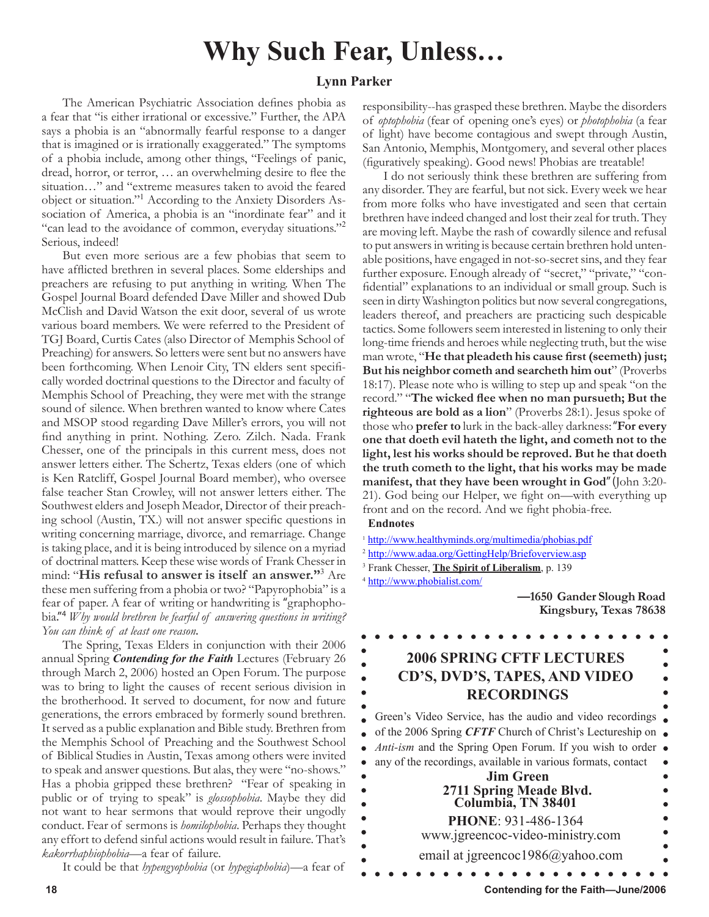# Why Such Fear, Unless…

### Lynn Parker

The American Psychiatric Association defines phobia as a fear that "is either irrational or excessive." Further, the APA says a phobia is an "abnormally fearful response to a danger that is imagined or is irrationally exaggerated." The symptoms of a phobia include, among other things, "Feelings of panic, dread, horror, or terror, … an overwhelming desire to flee the situation…" and "extreme measures taken to avoid the feared object or situation."[1] According to the Anxiety Disorders Association of America, a phobia is an "inordinate fear" and it "can lead to the avoidance of common, everyday situations."[2] Serious, indeed!

But even more serious are a few phobias that seem to have afflicted brethren in several places. Some elderships and preachers are refusing to put anything in writing. When The Gospel Journal Board defended Dave Miller and showed Dub McClish and David Watson the exit door, several of us wrote various board members. We were referred to the President of TGJ Board, Curtis Cates (also Director of Memphis School of Preaching) for answers. So letters were sent but no answers have been forthcoming. When Lenoir City, TN elders sent specifically worded doctrinal questions to the Director and faculty of Memphis School of Preaching, they were met with the strange sound of silence. When brethren wanted to know where Cates and MSOP stood regarding Dave Miller's errors, you will not find anything in print. Nothing. Zero. Zilch. Nada. Frank Chesser, one of the principals in this current mess, does not answer letters either. The Schertz, Texas elders (one of which is Ken Ratcliff, Gospel Journal Board member), who oversee false teacher Stan Crowley, will not answer letters either. The Southwest elders and Joseph Meador, Director of their preaching school (Austin, TX.) will not answer specific questions in writing concerning marriage, divorce, and remarriage. Change is taking place, and it is being introduced by silence on a myriad of doctrinal matters. Keep these wise words of Frank Chesser in mind: "**His refusal to answer is itself an answer.**"[3] Are these men suffering from a phobia or two? "Papyrophobia" is a fear of paper. A fear of writing or handwriting is "graphophobia."[4] *Why would brethren be fearful of answering questions in writing? You can think of at least one reason.*

The Spring, Texas Elders in conjunction with their 2006 annual Spring ***Contending for the Faith*** Lectures (February 26 through March 2, 2006) hosted an Open Forum. The purpose was to bring to light the causes of recent serious division in the brotherhood. It served to document, for now and future generations, the errors embraced by formerly sound brethren. It served as a public explanation and Bible study. Brethren from the Memphis School of Preaching and the Southwest School of Biblical Studies in Austin, Texas among others were invited to speak and answer questions. But alas, they were "no-shows." Has a phobia gripped these brethren? "Fear of speaking in public or of trying to speak" is *glossophobia*. Maybe they did not want to hear sermons that would reprove their ungodly conduct. Fear of sermons is *homilophobia*. Perhaps they thought any effort to defend sinful actions would result in failure. That's *kakorrhaphiophobia*—a fear of failure.

It could be that *hypengyophobia* (or *hypegiaphobia*)—a fear of responsibility--has grasped these brethren. Maybe the disorders of *optophobia* (fear of opening one's eyes) or *photophobia* (a fear of light) have become contagious and swept through Austin, San Antonio, Memphis, Montgomery, and several other places (figuratively speaking). Good news! Phobias are treatable!

I do not seriously think these brethren are suffering from any disorder. They are fearful, but not sick. Every week we hear from more folks who have investigated and seen that certain brethren have indeed changed and lost their zeal for truth. They are moving left. Maybe the rash of cowardly silence and refusal to put answers in writing is because certain brethren hold untenable positions, have engaged in not-so-secret sins, and they fear further exposure. Enough already of "secret," "private," "confidential" explanations to an individual or small group. Such is seen in dirty Washington politics but now several congregations, leaders thereof, and preachers are practicing such despicable tactics. Some followers seem interested in listening to only their long-time friends and heroes while neglecting truth, but the wise man wrote, "**He that pleadeth his cause first (seemeth) just; But his neighbor cometh and searcheth him out**" (Proverbs 18:17). Please note who is willing to step up and speak "on the record." "**The wicked flee when no man pursueth; But the righteous are bold as a lion**" (Proverbs 28:1). Jesus spoke of those who **prefer to** lurk in the back-alley darkness: "**For every one that doeth evil hateth the light, and cometh not to the light, lest his works should be reproved. But he that doeth the truth cometh to the light, that his works may be made manifest, that they have been wrought in God**" (John 3:20-21). God being our Helper, we fight on—with everything up front and on the record. And we fight phobia-free.

**Endnotes**

1. http://www.healthyminds.org/multimedia/phobias.pdf
2. http://www.adaa.org/GettingHelp/Briefoverview.asp
3. Frank Chesser, **The Spirit of Liberalism**, p. 139
4. http://www.phobialist.com/

**—1650 Gander Slough Road**
**Kingsbury, Texas 78638**

---

## 2006 SPRING CFTF LECTURES CD'S, DVD'S, TAPES, AND VIDEO RECORDINGS

Green's Video Service, has the audio and video recordings of the 2006 Spring ***CFTF*** Church of Christ's Lectureship on *Anti-ism* and the Spring Open Forum. If you wish to order any of the recordings, available in various formats, contact

**Jim Green**
**2711 Spring Meade Blvd.**
**Columbia, TN 38401**

**PHONE**: 931-486-1364
www.jgreencoc-video-ministry.com
email at jgreencoc1986@yahoo.com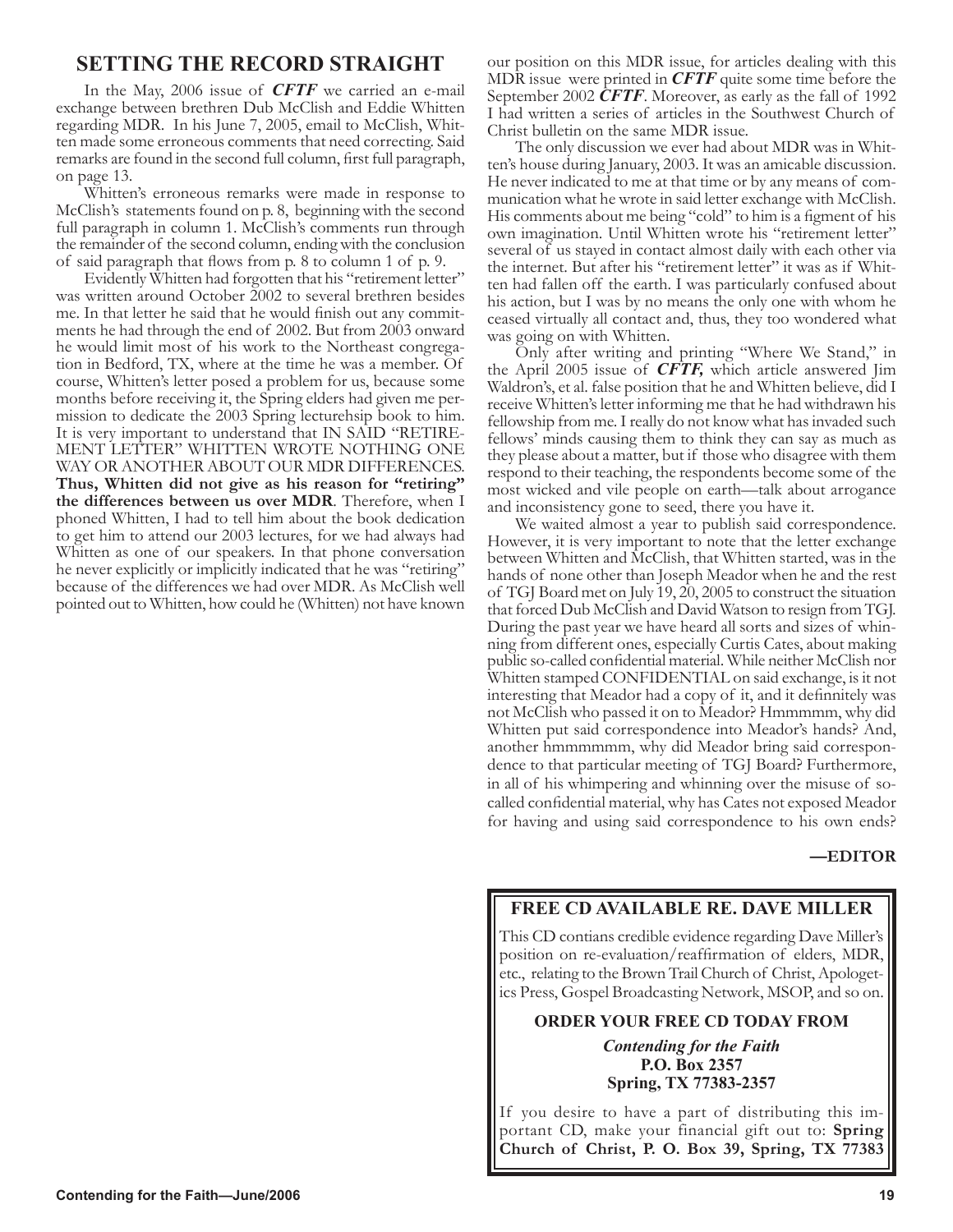## SETTING THE RECORD STRAIGHT

In the May, 2006 issue of ***CFTF*** we carried an e-mail exchange between brethren Dub McClish and Eddie Whitten regarding MDR. In his June 7, 2005, email to McClish, Whitten made some erroneous comments that need correcting. Said remarks are found in the second full column, first full paragraph, on page 13.

Whitten's erroneous remarks were made in response to McClish's statements found on p. 8, beginning with the second full paragraph in column 1. McClish's comments run through the remainder of the second column, ending with the conclusion of said paragraph that flows from p. 8 to column 1 of p. 9.

Evidently Whitten had forgotten that his "retirement letter" was written around October 2002 to several brethren besides me. In that letter he said that he would finish out any commitments he had through the end of 2002. But from 2003 onward he would limit most of his work to the Northeast congregation in Bedford, TX, where at the time he was a member. Of course, Whitten's letter posed a problem for us, because some months before receiving it, the Spring elders had given me permission to dedicate the 2003 Spring lecturehsip book to him. It is very important to understand that IN SAID "RETIREMENT LETTER" WHITTEN WROTE NOTHING ONE WAY OR ANOTHER ABOUT OUR MDR DIFFERENCES. **Thus, Whitten did not give as his reason for "retiring" the differences between us over MDR**. Therefore, when I phoned Whitten, I had to tell him about the book dedication to get him to attend our 2003 lectures, for we had always had Whitten as one of our speakers. In that phone conversation he never explicitly or implicitly indicated that he was "retiring" because of the differences we had over MDR. As McClish well pointed out to Whitten, how could he (Whitten) not have known our position on this MDR issue, for articles dealing with this MDR issue were printed in ***CFTF*** quite some time before the September 2002 ***CFTF***. Moreover, as early as the fall of 1992 I had written a series of articles in the Southwest Church of Christ bulletin on the same MDR issue.

The only discussion we ever had about MDR was in Whitten's house during January, 2003. It was an amicable discussion. He never indicated to me at that time or by any means of communication what he wrote in said letter exchange with McClish. His comments about me being "cold" to him is a figment of his own imagination. Until Whitten wrote his "retirement letter" several of us stayed in contact almost daily with each other via the internet. But after his "retirement letter" it was as if Whitten had fallen off the earth. I was particularly confused about his action, but I was by no means the only one with whom he ceased virtually all contact and, thus, they too wondered what was going on with Whitten.

Only after writing and printing "Where We Stand," in the April 2005 issue of ***CFTF,*** which article answered Jim Waldron's, et al. false position that he and Whitten believe, did I receive Whitten's letter informing me that he had withdrawn his fellowship from me. I really do not know what has invaded such fellows' minds causing them to think they can say as much as they please about a matter, but if those who disagree with them respond to their teaching, the respondents become some of the most wicked and vile people on earth—talk about arrogance and inconsistency gone to seed, there you have it.

We waited almost a year to publish said correspondence. However, it is very important to note that the letter exchange between Whitten and McClish, that Whitten started, was in the hands of none other than Joseph Meador when he and the rest of TGJ Board met on July 19, 20, 2005 to construct the situation that forced Dub McClish and David Watson to resign from TGJ. During the past year we have heard all sorts and sizes of whining from different ones, especially Curtis Cates, about making public so-called confidential material. While neither McClish nor Whitten stamped CONFIDENTIAL on said exchange, is it not interesting that Meador had a copy of it, and it definnitely was not McClish who passed it on to Meador? Hmmmmm, why did Whitten put said correspondence into Meador's hands? And, another hmmmmmm, why did Meador bring said correspondence to that particular meeting of TGJ Board? Furthermore, in all of his whimpering and whinning over the misuse of so-called confidential material, why has Cates not exposed Meador for having and using said correspondence to his own ends?

**—EDITOR**

---

### FREE CD AVAILABLE RE. DAVE MILLER

This CD contians credible evidence regarding Dave Miller's position on re-evaluation/reaffirmation of elders, MDR, etc., relating to the Brown Trail Church of Christ, Apologetics Press, Gospel Broadcasting Network, MSOP, and so on.

**ORDER YOUR FREE CD TODAY FROM**

***Contending for the Faith***
**P.O. Box 2357**
**Spring, TX 77383-2357**

If you desire to have a part of distributing this important CD, make your financial gift out to: **Spring Church of Christ, P. O. Box 39, Spring, TX 77383**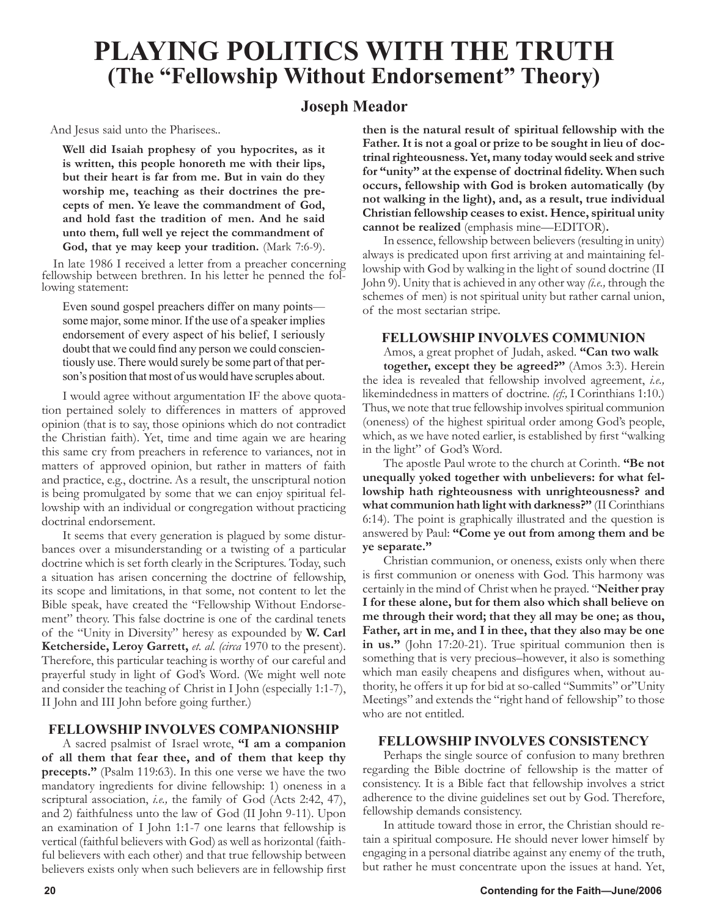# PLAYING POLITICS WITH THE TRUTH
## (The "Fellowship Without Endorsement" Theory)

### Joseph Meador

And Jesus said unto the Pharisees..

> **Well did Isaiah prophesy of you hypocrites, as it is written, this people honoreth me with their lips, but their heart is far from me. But in vain do they worship me, teaching as their doctrines the precepts of men. Ye leave the commandment of God, and hold fast the tradition of men. And he said unto them, full well ye reject the commandment of God, that ye may keep your tradition.** (Mark 7:6-9).

In late 1986 I received a letter from a preacher concerning fellowship between brethren. In his letter he penned the following statement:

> Even sound gospel preachers differ on many points—some major, some minor. If the use of a speaker implies endorsement of every aspect of his belief, I seriously doubt that we could find any person we could conscientiously use. There would surely be some part of that person's position that most of us would have scruples about.

I would agree without argumentation IF the above quotation pertained solely to differences in matters of approved opinion (that is to say, those opinions which do not contradict the Christian faith). Yet, time and time again we are hearing this same cry from preachers in reference to variances, not in matters of approved opinion, but rather in matters of faith and practice, e.g., doctrine. As a result, the unscriptural notion is being promulgated by some that we can enjoy spiritual fellowship with an individual or congregation without practicing doctrinal endorsement.

It seems that every generation is plagued by some disturbances over a misunderstanding or a twisting of a particular doctrine which is set forth clearly in the Scriptures. Today, such a situation has arisen concerning the doctrine of fellowship, its scope and limitations, in that some, not content to let the Bible speak, have created the "Fellowship Without Endorsement" theory. This false doctrine is one of the cardinal tenets of the "Unity in Diversity" heresy as expounded by **W. Carl Ketcherside, Leroy Garrett,** *et. al. (circa* 1970 to the present). Therefore, this particular teaching is worthy of our careful and prayerful study in light of God's Word. (We might well note and consider the teaching of Christ in I John (especially 1:1-7), II John and III John before going further.)

#### FELLOWSHIP INVOLVES COMPANIONSHIP

A sacred psalmist of Israel wrote, **"I am a companion of all them that fear thee, and of them that keep thy precepts."** (Psalm 119:63). In this one verse we have the two mandatory ingredients for divine fellowship: 1) oneness in a scriptural association, *i.e.,* the family of God (Acts 2:42, 47), and 2) faithfulness unto the law of God (II John 9-11). Upon an examination of I John 1:1-7 one learns that fellowship is vertical (faithful believers with God) as well as horizontal (faithful believers with each other) and that true fellowship between believers exists only when such believers are in fellowship first **then is the natural result of spiritual fellowship with the Father. It is not a goal or prize to be sought in lieu of doctrinal righteousness. Yet, many today would seek and strive for "unity" at the expense of doctrinal fidelity. When such occurs, fellowship with God is broken automatically (by not walking in the light), and, as a result, true individual Christian fellowship ceases to exist. Hence, spiritual unity cannot be realized** (emphasis mine—EDITOR)**.**

In essence, fellowship between believers (resulting in unity) always is predicated upon first arriving at and maintaining fellowship with God by walking in the light of sound doctrine (II John 9). Unity that is achieved in any other way *(i.e.,* through the schemes of men) is not spiritual unity but rather carnal union, of the most sectarian stripe.

#### FELLOWSHIP INVOLVES COMMUNION

Amos, a great prophet of Judah, asked. **"Can two walk together, except they be agreed?"** (Amos 3:3). Herein the idea is revealed that fellowship involved agreement, *i.e.,* likemindedness in matters of doctrine. *(cf.,* I Corinthians 1:10.) Thus, we note that true fellowship involves spiritual communion (oneness) of the highest spiritual order among God's people, which, as we have noted earlier, is established by first "walking in the light" of God's Word.

The apostle Paul wrote to the church at Corinth. **"Be not unequally yoked together with unbelievers: for what fellowship hath righteousness with unrighteousness? and what communion hath light with darkness?"** (II Corinthians 6:14). The point is graphically illustrated and the question is answered by Paul: **"Come ye out from among them and be ye separate."**

Christian communion, or oneness, exists only when there is first communion or oneness with God. This harmony was certainly in the mind of Christ when he prayed. "**Neither pray I for these alone, but for them also which shall believe on me through their word; that they all may be one; as thou, Father, art in me, and I in thee, that they also may be one in us."** (John 17:20-21). True spiritual communion then is something that is very precious–however, it also is something which man easily cheapens and disfigures when, without authority, he offers it up for bid at so-called "Summits" or"Unity Meetings" and extends the "right hand of fellowship" to those who are not entitled.

#### FELLOWSHIP INVOLVES CONSISTENCY

Perhaps the single source of confusion to many brethren regarding the Bible doctrine of fellowship is the matter of consistency. It is a Bible fact that fellowship involves a strict adherence to the divine guidelines set out by God. Therefore, fellowship demands consistency.

In attitude toward those in error, the Christian should retain a spiritual composure. He should never lower himself by engaging in a personal diatribe against any enemy of the truth, but rather he must concentrate upon the issues at hand. Yet,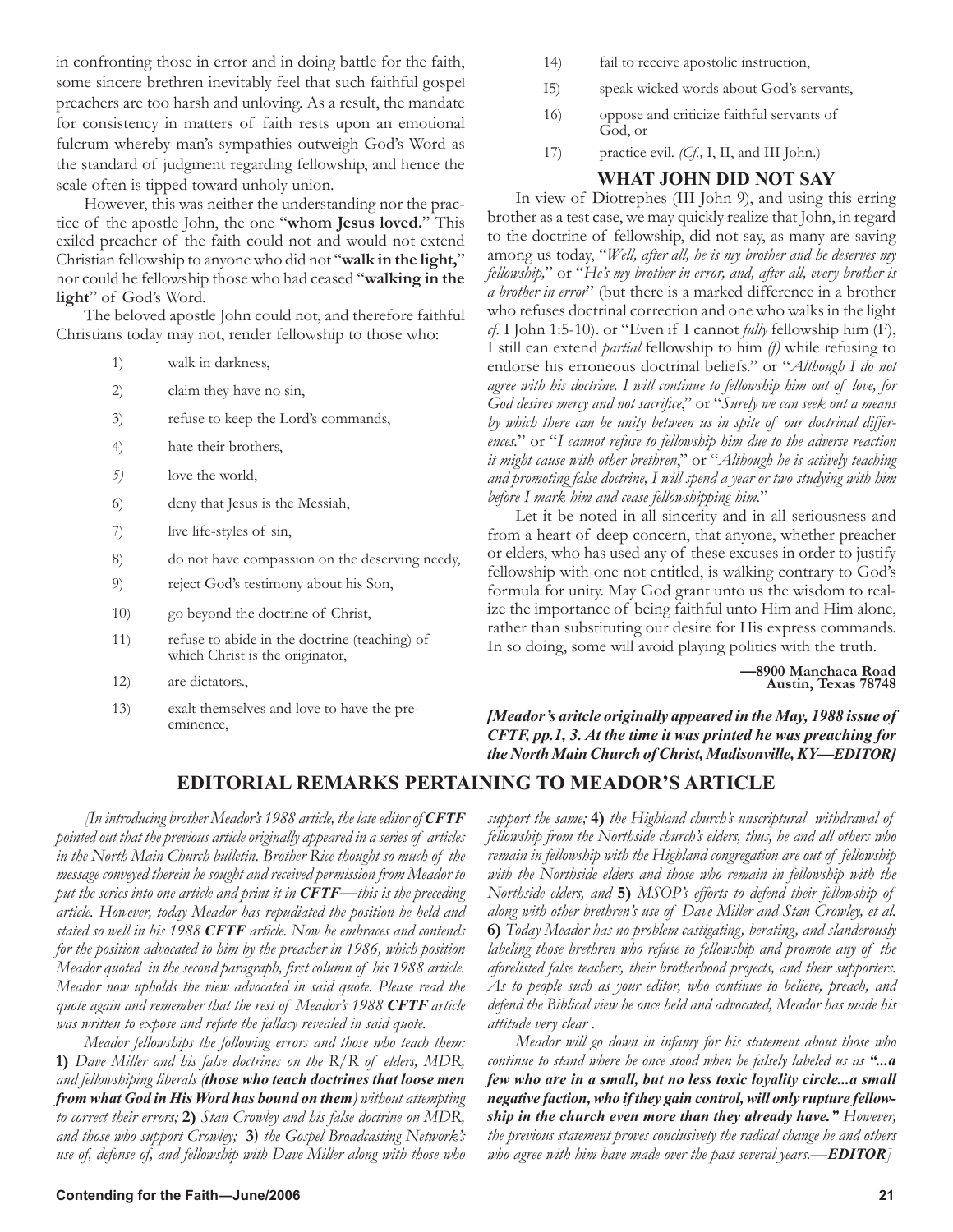in confronting those in error and in doing battle for the faith, some sincere brethren inevitably feel that such faithful gospel preachers are too harsh and unloving. As a result, the mandate for consistency in matters of faith rests upon an emotional fulcrum whereby man's sympathies outweigh God's Word as the standard of judgment regarding fellowship, and hence the scale often is tipped toward unholy union.

However, this was neither the understanding nor the practice of the apostle John, the one "**whom Jesus loved.**" This exiled preacher of the faith could not and would not extend Christian fellowship to anyone who did not "**walk in the light,**" nor could he fellowship those who had ceased "**walking in the light**" of God's Word.

The beloved apostle John could not, and therefore faithful Christians today may not, render fellowship to those who:

1) walk in darkness,
2) claim they have no sin,
3) refuse to keep the Lord's commands,
4) hate their brothers,
5) love the world,
6) deny that Jesus is the Messiah,
7) live life-styles of sin,
8) do not have compassion on the deserving needy,
9) reject God's testimony about his Son,
10) go beyond the doctrine of Christ,
11) refuse to abide in the doctrine (teaching) of which Christ is the originator,
12) are dictators.,
13) exalt themselves and love to have the preeminence,
14) fail to receive apostolic instruction,
15) speak wicked words about God's servants,
16) oppose and criticize faithful servants of God, or
17) practice evil. *(Cf.,* I, II, and III John.)

## WHAT JOHN DID NOT SAY

In view of Diotrephes (III John 9), and using this erring brother as a test case, we may quickly realize that John, in regard to the doctrine of fellowship, did not say, as many are saying among us today, "*Well, after all, he is my brother and he deserves my fellowship,*" or "*He's my brother in error, and, after all, every brother is a brother in error*" (but there is a marked difference in a brother who refuses doctrinal correction and one who walks in the light *cf.* I John 1:5-10). or "Even if I cannot *fully* fellowship him (F), I still can extend *partial* fellowship to him *(f)* while refusing to endorse his erroneous doctrinal beliefs." or "*Although I do not agree with his doctrine. I will continue to fellowship him out of love, for God desires mercy and not sacrifice*," or "*Surely we can seek out a means by which there can be unity between us in spite of our doctrinal differences.*" or "*I cannot refuse to fellowship him due to the adverse reaction it might cause with other brethren*," or "*Although he is actively teaching and promoting false doctrine, I will spend a year or two studying with him before I mark him and cease fellowshipping him.*"

Let it be noted in all sincerity and in all seriousness and from a heart of deep concern, that anyone, whether preacher or elders, who has used any of these excuses in order to justify fellowship with one not entitled, is walking contrary to God's formula for unity. May God grant unto us the wisdom to realize the importance of being faithful unto Him and Him alone, rather than substituting our desire for His express commands. In so doing, some will avoid playing politics with the truth.

**—8900 Manchaca Road
Austin, Texas 78748**

***[Meador's aritcle originally appeared in the May, 1988 issue of CFTF, pp.1, 3. At the time it was printed he was preaching for the North Main Church of Christ, Madisonville, KY—EDITOR]***

## EDITORIAL REMARKS PERTAINING TO MEADOR'S ARTICLE

*[In introducing brother Meador's 1988 article, the late editor of **CFTF** pointed out that the previous article originally appeared in a series of articles in the North Main Church bulletin. Brother Rice thought so much of the message conveyed therein he sought and received permission from Meador to put the series into one article and print it in **CFTF—**this is the preceding article. However, today Meador has repudiated the position he held and stated so well in his 1988 **CFTF** article. Now he embraces and contends for the position advocated to him by the preacher in 1986, which position Meador quoted in the second paragraph, first column of his 1988 article. Meador now upholds the view advocated in said quote. Please read the quote again and remember that the rest of Meador's 1988 **CFTF** article was written to expose and refute the fallacy revealed in said quote.*

*Meador fellowships the following errors and those who teach them:* **1)** *Dave Miller and his false doctrines on the R/R of elders, MDR, and fellowshiping liberals (**those who teach doctrines that loose men from what God in His Word has bound on them**) without attempting to correct their errors;* **2)** *Stan Crowley and his false doctrine on MDR, and those who support Crowley;* **3)** *the Gospel Broadcasting Network's use of, defense of, and fellowship with Dave Miller along with those who support the same;* **4)** *the Highland church's unscriptural withdrawal of fellowship from the Northside church's elders, thus, he and all others who remain in fellowship with the Highland congregation are out of fellowship with the Northside elders and those who remain in fellowship with the Northside elders, and* **5)** *MSOP's efforts to defend their fellowship of along with other brethren's use of Dave Miller and Stan Crowley, et al.* **6)** *Today Meador has no problem castigating, berating, and slanderously labeling those brethren who refuse to fellowship and promote any of the aforelisted false teachers, their brotherhood projects, and their supporters. As to people such as your editor, who continue to believe, preach, and defend the Biblical view he once held and advocated, Meador has made his attitude very clear .*

*Meador will go down in infamy for his statement about those who continue to stand where he once stood when he falsely labeled us as **"...a few who are in a small, but no less toxic loyality circle...a small negative faction, who if they gain control, will only rupture fellowship in the church even more than they already have."** However, the previous statement proves conclusively the radical change he and others who agree with him have made over the past several years.—**EDITOR**]*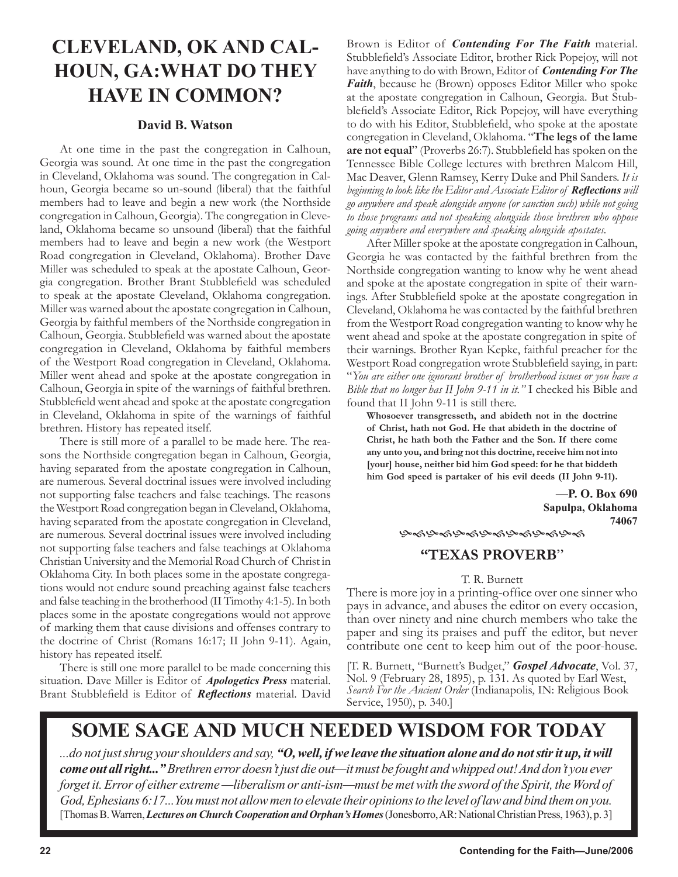# CLEVELAND, OK AND CALHOUN, GA: WHAT DO THEY HAVE IN COMMON?

**David B. Watson**

At one time in the past the congregation in Calhoun, Georgia was sound. At one time in the past the congregation in Cleveland, Oklahoma was sound. The congregation in Calhoun, Georgia became so un-sound (liberal) that the faithful members had to leave and begin a new work (the Northside congregation in Calhoun, Georgia). The congregation in Cleveland, Oklahoma became so unsound (liberal) that the faithful members had to leave and begin a new work (the Westport Road congregation in Cleveland, Oklahoma). Brother Dave Miller was scheduled to speak at the apostate Calhoun, Georgia congregation. Brother Brant Stubblefield was scheduled to speak at the apostate Cleveland, Oklahoma congregation. Miller was warned about the apostate congregation in Calhoun, Georgia by faithful members of the Northside congregation in Calhoun, Georgia. Stubblefield was warned about the apostate congregation in Cleveland, Oklahoma by faithful members of the Westport Road congregation in Cleveland, Oklahoma. Miller went ahead and spoke at the apostate congregation in Calhoun, Georgia in spite of the warnings of faithful brethren. Stubblefield went ahead and spoke at the apostate congregation in Cleveland, Oklahoma in spite of the warnings of faithful brethren. History has repeated itself.

There is still more of a parallel to be made here. The reasons the Northside congregation began in Calhoun, Georgia, having separated from the apostate congregation in Calhoun, are numerous. Several doctrinal issues were involved including not supporting false teachers and false teachings. The reasons the Westport Road congregation began in Cleveland, Oklahoma, having separated from the apostate congregation in Cleveland, are numerous. Several doctrinal issues were involved including not supporting false teachers and false teachings at Oklahoma Christian University and the Memorial Road Church of Christ in Oklahoma City. In both places some in the apostate congregations would not endure sound preaching against false teachers and false teaching in the brotherhood (II Timothy 4:1-5). In both places some in the apostate congregations would not approve of marking them that cause divisions and offenses contrary to the doctrine of Christ (Romans 16:17; II John 9-11). Again, history has repeated itself.

There is still one more parallel to be made concerning this situation. Dave Miller is Editor of ***Apologetics Press*** material. Brant Stubblefield is Editor of ***Reflections*** material. David Brown is Editor of ***Contending For The Faith*** material. Stubblefield's Associate Editor, brother Rick Popejoy, will not have anything to do with Brown, Editor of ***Contending For The Faith***, because he (Brown) opposes Editor Miller who spoke at the apostate congregation in Calhoun, Georgia. But Stubblefield's Associate Editor, Rick Popejoy, will have everything to do with his Editor, Stubblefield, who spoke at the apostate congregation in Cleveland, Oklahoma. "**The legs of the lame are not equal**" (Proverbs 26:7). Stubblefield has spoken on the Tennessee Bible College lectures with brethren Malcom Hill, Mac Deaver, Glenn Ramsey, Kerry Duke and Phil Sanders. *It is beginning to look like the Editor and Associate Editor of **Reflections** will go anywhere and speak alongside anyone (or sanction such) while not going to those programs and not speaking alongside those brethren who oppose going anywhere and everywhere and speaking alongside apostates.*

After Miller spoke at the apostate congregation in Calhoun, Georgia he was contacted by the faithful brethren from the Northside congregation wanting to know why he went ahead and spoke at the apostate congregation in spite of their warnings. After Stubblefield spoke at the apostate congregation in Cleveland, Oklahoma he was contacted by the faithful brethren from the Westport Road congregation wanting to know why he went ahead and spoke at the apostate congregation in spite of their warnings. Brother Ryan Kepke, faithful preacher for the Westport Road congregation wrote Stubblefield saying, in part: "*You are either one ignorant brother of brotherhood issues or you have a Bible that no longer has II John 9-11 in it.*" I checked his Bible and found that II John 9-11 is still there.

> **Whosoever transgresseth, and abideth not in the doctrine of Christ, hath not God. He that abideth in the doctrine of Christ, he hath both the Father and the Son. If there come any unto you, and bring not this doctrine, receive him not into [your] house, neither bid him God speed: for he that biddeth him God speed is partaker of his evil deeds (II John 9-11).**

**—P. O. Box 690**
**Sapulpa, Oklahoma**
**74067**

## "TEXAS PROVERB"

T. R. Burnett

There is more joy in a printing-office over one sinner who pays in advance, and abuses the editor on every occasion, than over ninety and nine church members who take the paper and sing its praises and puff the editor, but never contribute one cent to keep him out of the poor-house.

[T. R. Burnett, "Burnett's Budget," ***Gospel Advocate***, Vol. 37, Nol. 9 (February 28, 1895), p. 131. As quoted by Earl West, *Search For the Ancient Order* (Indianapolis, IN: Religious Book Service, 1950), p. 340.]

## SOME SAGE AND MUCH NEEDED WISDOM FOR TODAY

*...do not just shrug your shoulders and say, **"O, well, if we leave the situation alone and do not stir it up, it will come out all right..."** Brethren error doesn't just die out—it must be fought and whipped out! And don't you ever forget it. Error of either extreme—liberalism or anti-ism—must be met with the sword of the Spirit, the Word of God, Ephesians 6:17...You must not allow men to elevate their opinions to the level of law and bind them on you.* [Thomas B. Warren, ***Lectures on Church Cooperation and Orphan's Homes*** (Jonesborro, AR: National Christian Press, 1963), p. 3]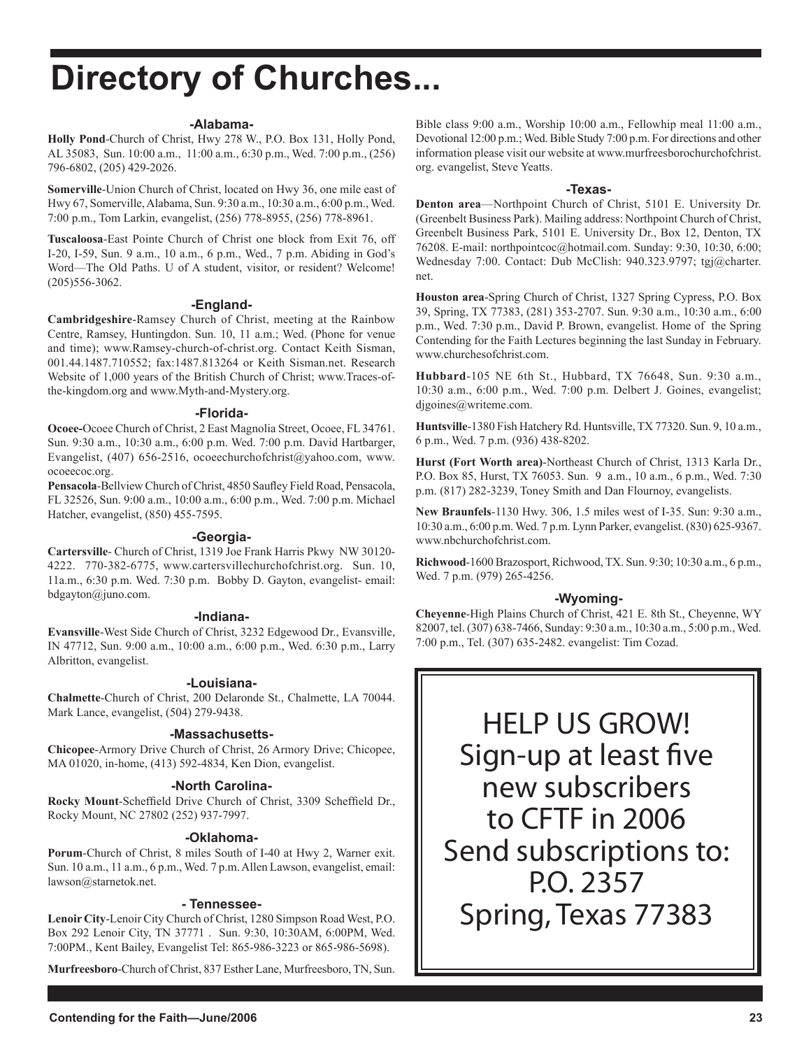# Directory of Churches...

### -Alabama-

**Holly Pond**-Church of Christ, Hwy 278 W., P.O. Box 131, Holly Pond, AL 35083, Sun. 10:00 a.m., 11:00 a.m., 6:30 p.m., Wed. 7:00 p.m., (256) 796-6802, (205) 429-2026.

**Somerville**-Union Church of Christ, located on Hwy 36, one mile east of Hwy 67, Somerville, Alabama, Sun. 9:30 a.m., 10:30 a.m., 6:00 p.m., Wed. 7:00 p.m., Tom Larkin, evangelist, (256) 778-8955, (256) 778-8961.

**Tuscaloosa**-East Pointe Church of Christ one block from Exit 76, off I-20, I-59, Sun. 9 a.m., 10 a.m., 6 p.m., Wed., 7 p.m. Abiding in God's Word—The Old Paths. U of A student, visitor, or resident? Welcome! (205)556-3062.

### -England-

**Cambridgeshire**-Ramsey Church of Christ, meeting at the Rainbow Centre, Ramsey, Huntingdon. Sun. 10, 11 a.m.; Wed. (Phone for venue and time); www.Ramsey-church-of-christ.org. Contact Keith Sisman, 001.44.1487.710552; fax:1487.813264 or Keith Sisman.net. Research Website of 1,000 years of the British Church of Christ; www.Traces-of-the-kingdom.org and www.Myth-and-Mystery.org.

### -Florida-

**Ocoee-**Ocoee Church of Christ, 2 East Magnolia Street, Ocoee, FL 34761. Sun. 9:30 a.m., 10:30 a.m., 6:00 p.m. Wed. 7:00 p.m. David Hartbarger, Evangelist, (407) 656-2516, ocoeechurchofchrist@yahoo.com, www.ocoeecoc.org.

**Pensacola**-Bellview Church of Christ, 4850 Saufley Field Road, Pensacola, FL 32526, Sun. 9:00 a.m., 10:00 a.m., 6:00 p.m., Wed. 7:00 p.m. Michael Hatcher, evangelist, (850) 455-7595.

### -Georgia-

**Cartersville**- Church of Christ, 1319 Joe Frank Harris Pkwy NW 30120-4222. 770-382-6775, www.cartersvillechurchofchrist.org. Sun. 10, 11a.m., 6:30 p.m. Wed. 7:30 p.m. Bobby D. Gayton, evangelist- email: bdgayton@juno.com.

### -Indiana-

**Evansville**-West Side Church of Christ, 3232 Edgewood Dr., Evansville, IN 47712, Sun. 9:00 a.m., 10:00 a.m., 6:00 p.m., Wed. 6:30 p.m., Larry Albritton, evangelist.

### -Louisiana-

**Chalmette**-Church of Christ, 200 Delaronde St., Chalmette, LA 70044. Mark Lance, evangelist, (504) 279-9438.

### -Massachusetts-

**Chicopee**-Armory Drive Church of Christ, 26 Armory Drive; Chicopee, MA 01020, in-home, (413) 592-4834, Ken Dion, evangelist.

### -North Carolina-

**Rocky Mount**-Scheffield Drive Church of Christ, 3309 Scheffield Dr., Rocky Mount, NC 27802 (252) 937-7997.

### -Oklahoma-

**Porum**-Church of Christ, 8 miles South of I-40 at Hwy 2, Warner exit. Sun. 10 a.m., 11 a.m., 6 p.m., Wed. 7 p.m. Allen Lawson, evangelist, email: lawson@starnetok.net.

### - Tennessee-

**Lenoir City**-Lenoir City Church of Christ, 1280 Simpson Road West, P.O. Box 292 Lenoir City, TN 37771 . Sun. 9:30, 10:30AM, 6:00PM, Wed. 7:00PM., Kent Bailey, Evangelist Tel: 865-986-3223 or 865-986-5698).

**Murfreesboro**-Church of Christ, 837 Esther Lane, Murfreesboro, TN, Sun. Bible class 9:00 a.m., Worship 10:00 a.m., Fellowhip meal 11:00 a.m., Devotional 12:00 p.m.; Wed. Bible Study 7:00 p.m. For directions and other information please visit our website at www.murfreesborochurchofchrist.org. evangelist, Steve Yeatts.

### -Texas-

**Denton area**—Northpoint Church of Christ, 5101 E. University Dr. (Greenbelt Business Park). Mailing address: Northpoint Church of Christ, Greenbelt Business Park, 5101 E. University Dr., Box 12, Denton, TX 76208. E-mail: northpointcoc@hotmail.com. Sunday: 9:30, 10:30, 6:00; Wednesday 7:00. Contact: Dub McClish: 940.323.9797; tgj@charter.net.

**Houston area**-Spring Church of Christ, 1327 Spring Cypress, P.O. Box 39, Spring, TX 77383, (281) 353-2707. Sun. 9:30 a.m., 10:30 a.m., 6:00 p.m., Wed. 7:30 p.m., David P. Brown, evangelist. Home of the Spring Contending for the Faith Lectures beginning the last Sunday in February. www.churchesofchrist.com.

**Hubbard**-105 NE 6th St., Hubbard, TX 76648, Sun. 9:30 a.m., 10:30 a.m., 6:00 p.m., Wed. 7:00 p.m. Delbert J. Goines, evangelist; djgoines@writeme.com.

**Huntsville**-1380 Fish Hatchery Rd. Huntsville, TX 77320. Sun. 9, 10 a.m., 6 p.m., Wed. 7 p.m. (936) 438-8202.

**Hurst (Fort Worth area)**-Northeast Church of Christ, 1313 Karla Dr., P.O. Box 85, Hurst, TX 76053. Sun. 9 a.m., 10 a.m., 6 p.m., Wed. 7:30 p.m. (817) 282-3239, Toney Smith and Dan Flournoy, evangelists.

**New Braunfels**-1130 Hwy. 306, 1.5 miles west of I-35. Sun: 9:30 a.m., 10:30 a.m., 6:00 p.m. Wed. 7 p.m. Lynn Parker, evangelist. (830) 625-9367. www.nbchurchofchrist.com.

**Richwood**-1600 Brazosport, Richwood, TX. Sun. 9:30; 10:30 a.m., 6 p.m., Wed. 7 p.m. (979) 265-4256.

### -Wyoming-

**Cheyenne**-High Plains Church of Christ, 421 E. 8th St., Cheyenne, WY 82007, tel. (307) 638-7466, Sunday: 9:30 a.m., 10:30 a.m., 5:00 p.m., Wed. 7:00 p.m., Tel. (307) 635-2482. evangelist: Tim Cozad.

HELP US GROW!
Sign-up at least five new subscribers to CFTF in 2006
Send subscriptions to:
P.O. 2357
Spring, Texas 77383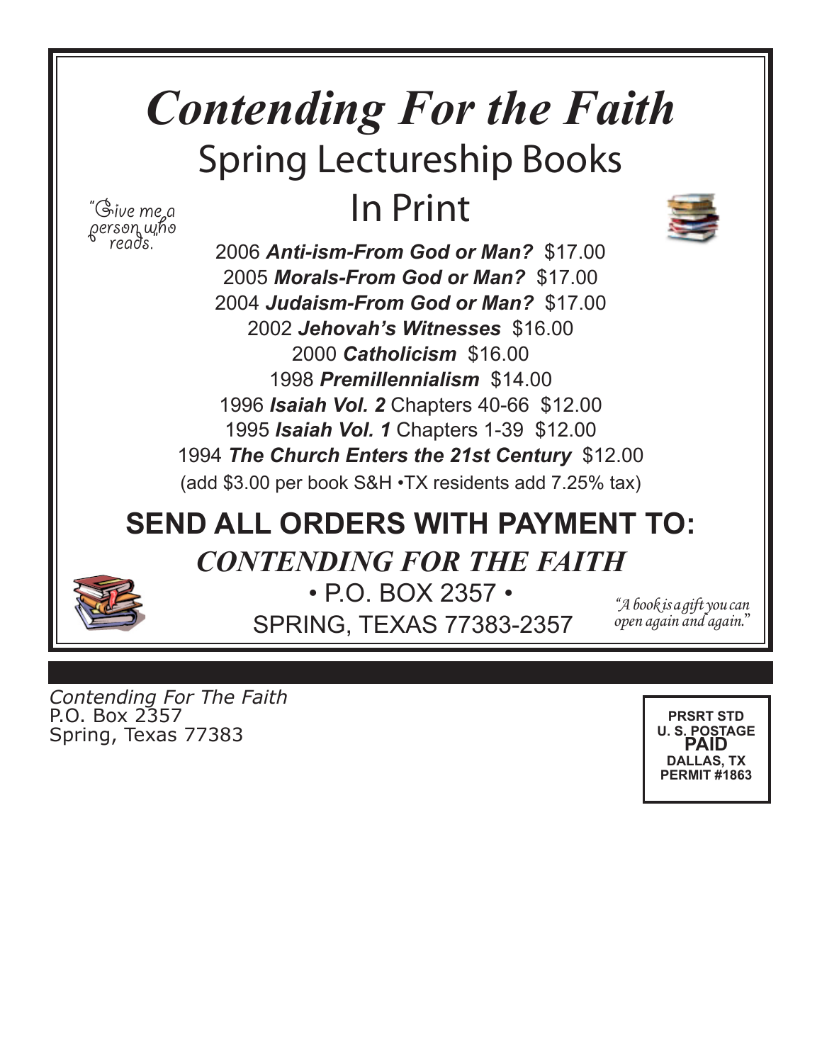# *Contending For the Faith*

## Spring Lectureship Books In Print

*"Give me a person who reads."*

2006 ***Anti-ism-From God or Man?*** $17.00
2005 ***Morals-From God or Man?*** $17.00
2004 ***Judaism-From God or Man?*** $17.00
2002 ***Jehovah's Witnesses*** $16.00
2000 ***Catholicism*** $16.00
1998 ***Premillennialism*** $14.00
1996 ***Isaiah Vol. 2*** Chapters 40-66 $12.00
1995 ***Isaiah Vol. 1*** Chapters 1-39 $12.00
1994 ***The Church Enters the 21st Century*** $12.00
(add $3.00 per book S&H •TX residents add 7.25% tax)

## SEND ALL ORDERS WITH PAYMENT TO:

***CONTENDING FOR THE FAITH***
• P.O. BOX 2357 •
SPRING, TEXAS 77383-2357

*"A book is a gift you can open again and again."*

*Contending For The Faith*
P.O. Box 2357
Spring, Texas 77383

**PRSRT STD**
**U. S. POSTAGE**
**PAID**
**DALLAS, TX**
**PERMIT #1863**